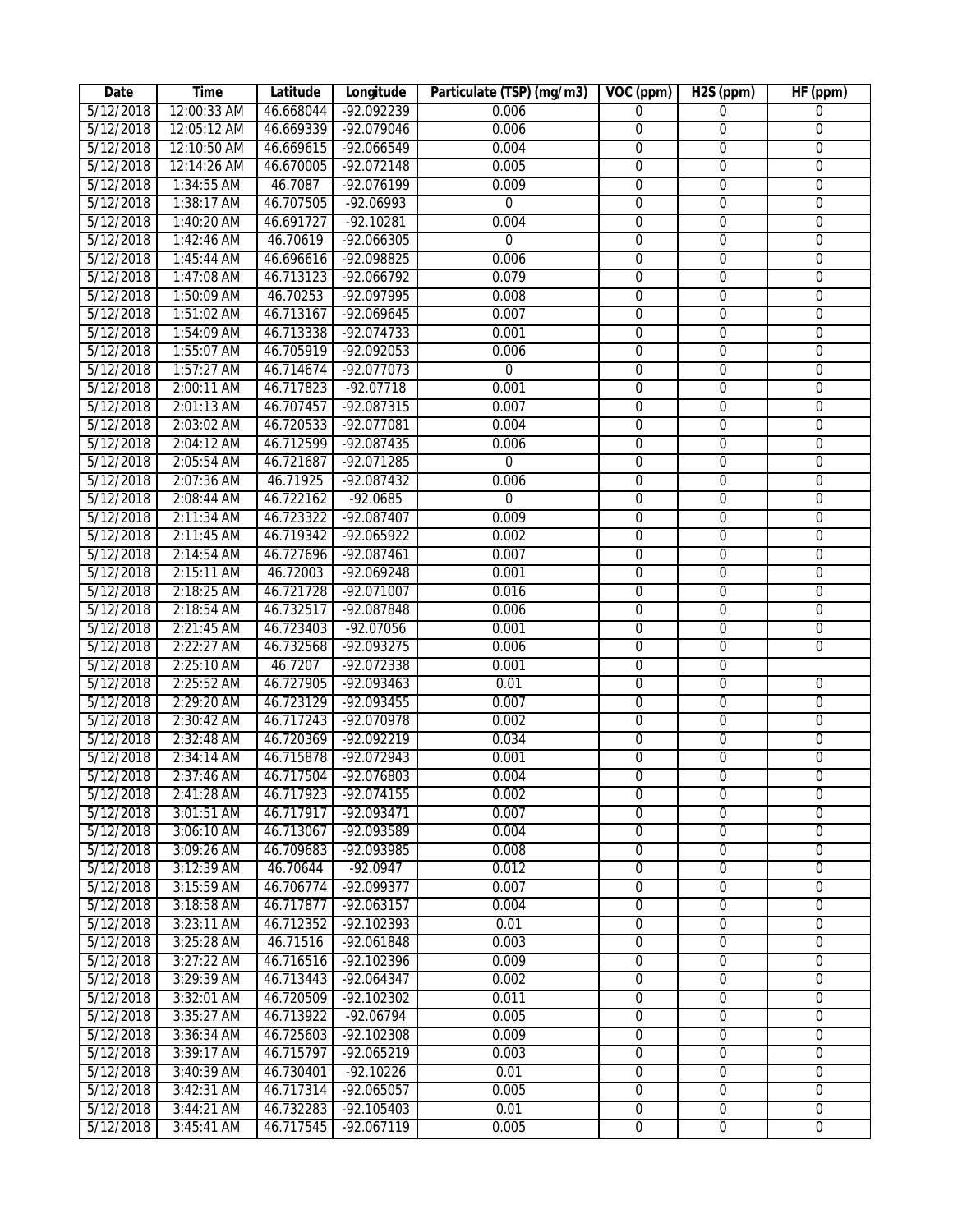| Date | Time | Latitude | Longitude | Particulate (TSP) (mg/m3) | VOC (ppm) | H2S (ppm) | HF (ppm) |
|---|---|---|---|---|---|---|---|
| 5/12/2018 | 12:00:33 AM | 46.668044 | -92.092239 | 0.006 | 0 | 0 | 0 |
| 5/12/2018 | 12:05:12 AM | 46.669339 | -92.079046 | 0.006 | 0 | 0 | 0 |
| 5/12/2018 | 12:10:50 AM | 46.669615 | -92.066549 | 0.004 | 0 | 0 | 0 |
| 5/12/2018 | 12:14:26 AM | 46.670005 | -92.072148 | 0.005 | 0 | 0 | 0 |
| 5/12/2018 | 1:34:55 AM | 46.7087 | -92.076199 | 0.009 | 0 | 0 | 0 |
| 5/12/2018 | 1:38:17 AM | 46.707505 | -92.06993 | 0 | 0 | 0 | 0 |
| 5/12/2018 | 1:40:20 AM | 46.691727 | -92.10281 | 0.004 | 0 | 0 | 0 |
| 5/12/2018 | 1:42:46 AM | 46.70619 | -92.066305 | 0 | 0 | 0 | 0 |
| 5/12/2018 | 1:45:44 AM | 46.696616 | -92.098825 | 0.006 | 0 | 0 | 0 |
| 5/12/2018 | 1:47:08 AM | 46.713123 | -92.066792 | 0.079 | 0 | 0 | 0 |
| 5/12/2018 | 1:50:09 AM | 46.70253 | -92.097995 | 0.008 | 0 | 0 | 0 |
| 5/12/2018 | 1:51:02 AM | 46.713167 | -92.069645 | 0.007 | 0 | 0 | 0 |
| 5/12/2018 | 1:54:09 AM | 46.713338 | -92.074733 | 0.001 | 0 | 0 | 0 |
| 5/12/2018 | 1:55:07 AM | 46.705919 | -92.092053 | 0.006 | 0 | 0 | 0 |
| 5/12/2018 | 1:57:27 AM | 46.714674 | -92.077073 | 0 | 0 | 0 | 0 |
| 5/12/2018 | 2:00:11 AM | 46.717823 | -92.07718 | 0.001 | 0 | 0 | 0 |
| 5/12/2018 | 2:01:13 AM | 46.707457 | -92.087315 | 0.007 | 0 | 0 | 0 |
| 5/12/2018 | 2:03:02 AM | 46.720533 | -92.077081 | 0.004 | 0 | 0 | 0 |
| 5/12/2018 | 2:04:12 AM | 46.712599 | -92.087435 | 0.006 | 0 | 0 | 0 |
| 5/12/2018 | 2:05:54 AM | 46.721687 | -92.071285 | 0 | 0 | 0 | 0 |
| 5/12/2018 | 2:07:36 AM | 46.71925 | -92.087432 | 0.006 | 0 | 0 | 0 |
| 5/12/2018 | 2:08:44 AM | 46.722162 | -92.0685 | 0 | 0 | 0 | 0 |
| 5/12/2018 | 2:11:34 AM | 46.723322 | -92.087407 | 0.009 | 0 | 0 | 0 |
| 5/12/2018 | 2:11:45 AM | 46.719342 | -92.065922 | 0.002 | 0 | 0 | 0 |
| 5/12/2018 | 2:14:54 AM | 46.727696 | -92.087461 | 0.007 | 0 | 0 | 0 |
| 5/12/2018 | 2:15:11 AM | 46.72003 | -92.069248 | 0.001 | 0 | 0 | 0 |
| 5/12/2018 | 2:18:25 AM | 46.721728 | -92.071007 | 0.016 | 0 | 0 | 0 |
| 5/12/2018 | 2:18:54 AM | 46.732517 | -92.087848 | 0.006 | 0 | 0 | 0 |
| 5/12/2018 | 2:21:45 AM | 46.723403 | -92.07056 | 0.001 | 0 | 0 | 0 |
| 5/12/2018 | 2:22:27 AM | 46.732568 | -92.093275 | 0.006 | 0 | 0 | 0 |
| 5/12/2018 | 2:25:10 AM | 46.7207 | -92.072338 | 0.001 | 0 | 0 | |
| 5/12/2018 | 2:25:52 AM | 46.727905 | -92.093463 | 0.01 | 0 | 0 | 0 |
| 5/12/2018 | 2:29:20 AM | 46.723129 | -92.093455 | 0.007 | 0 | 0 | 0 |
| 5/12/2018 | 2:30:42 AM | 46.717243 | -92.070978 | 0.002 | 0 | 0 | 0 |
| 5/12/2018 | 2:32:48 AM | 46.720369 | -92.092219 | 0.034 | 0 | 0 | 0 |
| 5/12/2018 | 2:34:14 AM | 46.715878 | -92.072943 | 0.001 | 0 | 0 | 0 |
| 5/12/2018 | 2:37:46 AM | 46.717504 | -92.076803 | 0.004 | 0 | 0 | 0 |
| 5/12/2018 | 2:41:28 AM | 46.717923 | -92.074155 | 0.002 | 0 | 0 | 0 |
| 5/12/2018 | 3:01:51 AM | 46.717917 | -92.093471 | 0.007 | 0 | 0 | 0 |
| 5/12/2018 | 3:06:10 AM | 46.713067 | -92.093589 | 0.004 | 0 | 0 | 0 |
| 5/12/2018 | 3:09:26 AM | 46.709683 | -92.093985 | 0.008 | 0 | 0 | 0 |
| 5/12/2018 | 3:12:39 AM | 46.70644 | -92.0947 | 0.012 | 0 | 0 | 0 |
| 5/12/2018 | 3:15:59 AM | 46.706774 | -92.099377 | 0.007 | 0 | 0 | 0 |
| 5/12/2018 | 3:18:58 AM | 46.717877 | -92.063157 | 0.004 | 0 | 0 | 0 |
| 5/12/2018 | 3:23:11 AM | 46.712352 | -92.102393 | 0.01 | 0 | 0 | 0 |
| 5/12/2018 | 3:25:28 AM | 46.71516 | -92.061848 | 0.003 | 0 | 0 | 0 |
| 5/12/2018 | 3:27:22 AM | 46.716516 | -92.102396 | 0.009 | 0 | 0 | 0 |
| 5/12/2018 | 3:29:39 AM | 46.713443 | -92.064347 | 0.002 | 0 | 0 | 0 |
| 5/12/2018 | 3:32:01 AM | 46.720509 | -92.102302 | 0.011 | 0 | 0 | 0 |
| 5/12/2018 | 3:35:27 AM | 46.713922 | -92.06794 | 0.005 | 0 | 0 | 0 |
| 5/12/2018 | 3:36:34 AM | 46.725603 | -92.102308 | 0.009 | 0 | 0 | 0 |
| 5/12/2018 | 3:39:17 AM | 46.715797 | -92.065219 | 0.003 | 0 | 0 | 0 |
| 5/12/2018 | 3:40:39 AM | 46.730401 | -92.10226 | 0.01 | 0 | 0 | 0 |
| 5/12/2018 | 3:42:31 AM | 46.717314 | -92.065057 | 0.005 | 0 | 0 | 0 |
| 5/12/2018 | 3:44:21 AM | 46.732283 | -92.105403 | 0.01 | 0 | 0 | 0 |
| 5/12/2018 | 3:45:41 AM | 46.717545 | -92.067119 | 0.005 | 0 | 0 | 0 |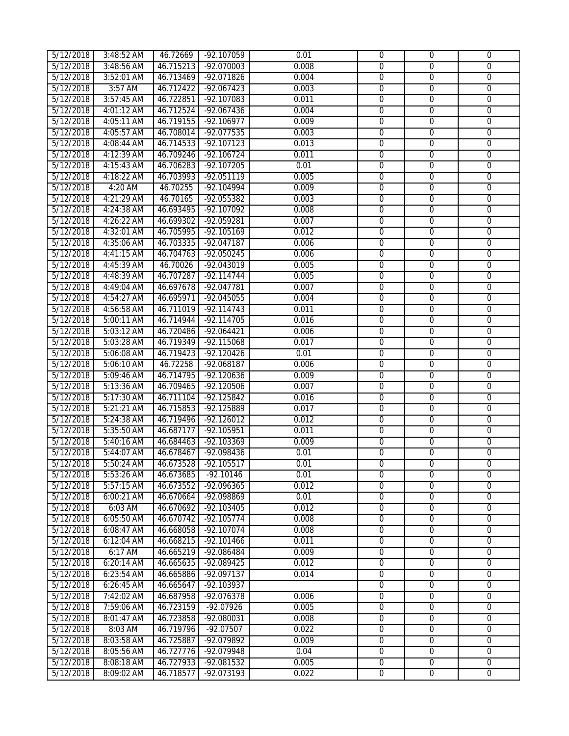| | | | | | | | |
|---|---|---|---|---|---|---|---|
| 5/12/2018 | 3:48:52 AM | 46.72669 | -92.107059 | 0.01 | 0 | 0 | 0 |
| 5/12/2018 | 3:48:56 AM | 46.715213 | -92.070003 | 0.008 | 0 | 0 | 0 |
| 5/12/2018 | 3:52:01 AM | 46.713469 | -92.071826 | 0.004 | 0 | 0 | 0 |
| 5/12/2018 | 3:57 AM | 46.712422 | -92.067423 | 0.003 | 0 | 0 | 0 |
| 5/12/2018 | 3:57:45 AM | 46.722851 | -92.107083 | 0.011 | 0 | 0 | 0 |
| 5/12/2018 | 4:01:12 AM | 46.712524 | -92.067436 | 0.004 | 0 | 0 | 0 |
| 5/12/2018 | 4:05:11 AM | 46.719155 | -92.106977 | 0.009 | 0 | 0 | 0 |
| 5/12/2018 | 4:05:57 AM | 46.708014 | -92.077535 | 0.003 | 0 | 0 | 0 |
| 5/12/2018 | 4:08:44 AM | 46.714533 | -92.107123 | 0.013 | 0 | 0 | 0 |
| 5/12/2018 | 4:12:39 AM | 46.709246 | -92.106724 | 0.011 | 0 | 0 | 0 |
| 5/12/2018 | 4:15:43 AM | 46.706283 | -92.107205 | 0.01 | 0 | 0 | 0 |
| 5/12/2018 | 4:18:22 AM | 46.703993 | -92.051119 | 0.005 | 0 | 0 | 0 |
| 5/12/2018 | 4:20 AM | 46.70255 | -92.104994 | 0.009 | 0 | 0 | 0 |
| 5/12/2018 | 4:21:29 AM | 46.70165 | -92.055382 | 0.003 | 0 | 0 | 0 |
| 5/12/2018 | 4:24:38 AM | 46.693495 | -92.107092 | 0.008 | 0 | 0 | 0 |
| 5/12/2018 | 4:26:22 AM | 46.699302 | -92.059281 | 0.007 | 0 | 0 | 0 |
| 5/12/2018 | 4:32:01 AM | 46.705995 | -92.105169 | 0.012 | 0 | 0 | 0 |
| 5/12/2018 | 4:35:06 AM | 46.703335 | -92.047187 | 0.006 | 0 | 0 | 0 |
| 5/12/2018 | 4:41:15 AM | 46.704763 | -92.050245 | 0.006 | 0 | 0 | 0 |
| 5/12/2018 | 4:45:39 AM | 46.70026 | -92.043019 | 0.005 | 0 | 0 | 0 |
| 5/12/2018 | 4:48:39 AM | 46.707287 | -92.114744 | 0.005 | 0 | 0 | 0 |
| 5/12/2018 | 4:49:04 AM | 46.697678 | -92.047781 | 0.007 | 0 | 0 | 0 |
| 5/12/2018 | 4:54:27 AM | 46.695971 | -92.045055 | 0.004 | 0 | 0 | 0 |
| 5/12/2018 | 4:56:58 AM | 46.711019 | -92.114743 | 0.011 | 0 | 0 | 0 |
| 5/12/2018 | 5:00:11 AM | 46.714944 | -92.114705 | 0.016 | 0 | 0 | 0 |
| 5/12/2018 | 5:03:12 AM | 46.720486 | -92.064421 | 0.006 | 0 | 0 | 0 |
| 5/12/2018 | 5:03:28 AM | 46.719349 | -92.115068 | 0.017 | 0 | 0 | 0 |
| 5/12/2018 | 5:06:08 AM | 46.719423 | -92.120426 | 0.01 | 0 | 0 | 0 |
| 5/12/2018 | 5:06:10 AM | 46.72258 | -92.068187 | 0.006 | 0 | 0 | 0 |
| 5/12/2018 | 5:09:46 AM | 46.714795 | -92.120636 | 0.009 | 0 | 0 | 0 |
| 5/12/2018 | 5:13:36 AM | 46.709465 | -92.120506 | 0.007 | 0 | 0 | 0 |
| 5/12/2018 | 5:17:30 AM | 46.711104 | -92.125842 | 0.016 | 0 | 0 | 0 |
| 5/12/2018 | 5:21:21 AM | 46.715853 | -92.125889 | 0.017 | 0 | 0 | 0 |
| 5/12/2018 | 5:24:38 AM | 46.719496 | -92.126012 | 0.012 | 0 | 0 | 0 |
| 5/12/2018 | 5:35:50 AM | 46.687177 | -92.105951 | 0.011 | 0 | 0 | 0 |
| 5/12/2018 | 5:40:16 AM | 46.684463 | -92.103369 | 0.009 | 0 | 0 | 0 |
| 5/12/2018 | 5:44:07 AM | 46.678467 | -92.098436 | 0.01 | 0 | 0 | 0 |
| 5/12/2018 | 5:50:24 AM | 46.673528 | -92.105517 | 0.01 | 0 | 0 | 0 |
| 5/12/2018 | 5:53:26 AM | 46.673685 | -92.10146 | 0.01 | 0 | 0 | 0 |
| 5/12/2018 | 5:57:15 AM | 46.673552 | -92.096365 | 0.012 | 0 | 0 | 0 |
| 5/12/2018 | 6:00:21 AM | 46.670664 | -92.098869 | 0.01 | 0 | 0 | 0 |
| 5/12/2018 | 6:03 AM | 46.670692 | -92.103405 | 0.012 | 0 | 0 | 0 |
| 5/12/2018 | 6:05:50 AM | 46.670742 | -92.105774 | 0.008 | 0 | 0 | 0 |
| 5/12/2018 | 6:08:47 AM | 46.668058 | -92.107074 | 0.008 | 0 | 0 | 0 |
| 5/12/2018 | 6:12:04 AM | 46.668215 | -92.101466 | 0.011 | 0 | 0 | 0 |
| 5/12/2018 | 6:17 AM | 46.665219 | -92.086484 | 0.009 | 0 | 0 | 0 |
| 5/12/2018 | 6:20:14 AM | 46.665635 | -92.089425 | 0.012 | 0 | 0 | 0 |
| 5/12/2018 | 6:23:54 AM | 46.665886 | -92.097137 | 0.014 | 0 | 0 | 0 |
| 5/12/2018 | 6:26:45 AM | 46.665647 | -92.103937 | | 0 | 0 | 0 |
| 5/12/2018 | 7:42:02 AM | 46.687958 | -92.076378 | 0.006 | 0 | 0 | 0 |
| 5/12/2018 | 7:59:06 AM | 46.723159 | -92.07926 | 0.005 | 0 | 0 | 0 |
| 5/12/2018 | 8:01:47 AM | 46.723858 | -92.080031 | 0.008 | 0 | 0 | 0 |
| 5/12/2018 | 8:03 AM | 46.719796 | -92.07507 | 0.022 | 0 | 0 | 0 |
| 5/12/2018 | 8:03:58 AM | 46.725887 | -92.079892 | 0.009 | 0 | 0 | 0 |
| 5/12/2018 | 8:05:56 AM | 46.727776 | -92.079948 | 0.04 | 0 | 0 | 0 |
| 5/12/2018 | 8:08:18 AM | 46.727933 | -92.081532 | 0.005 | 0 | 0 | 0 |
| 5/12/2018 | 8:09:02 AM | 46.718577 | -92.073193 | 0.022 | 0 | 0 | 0 |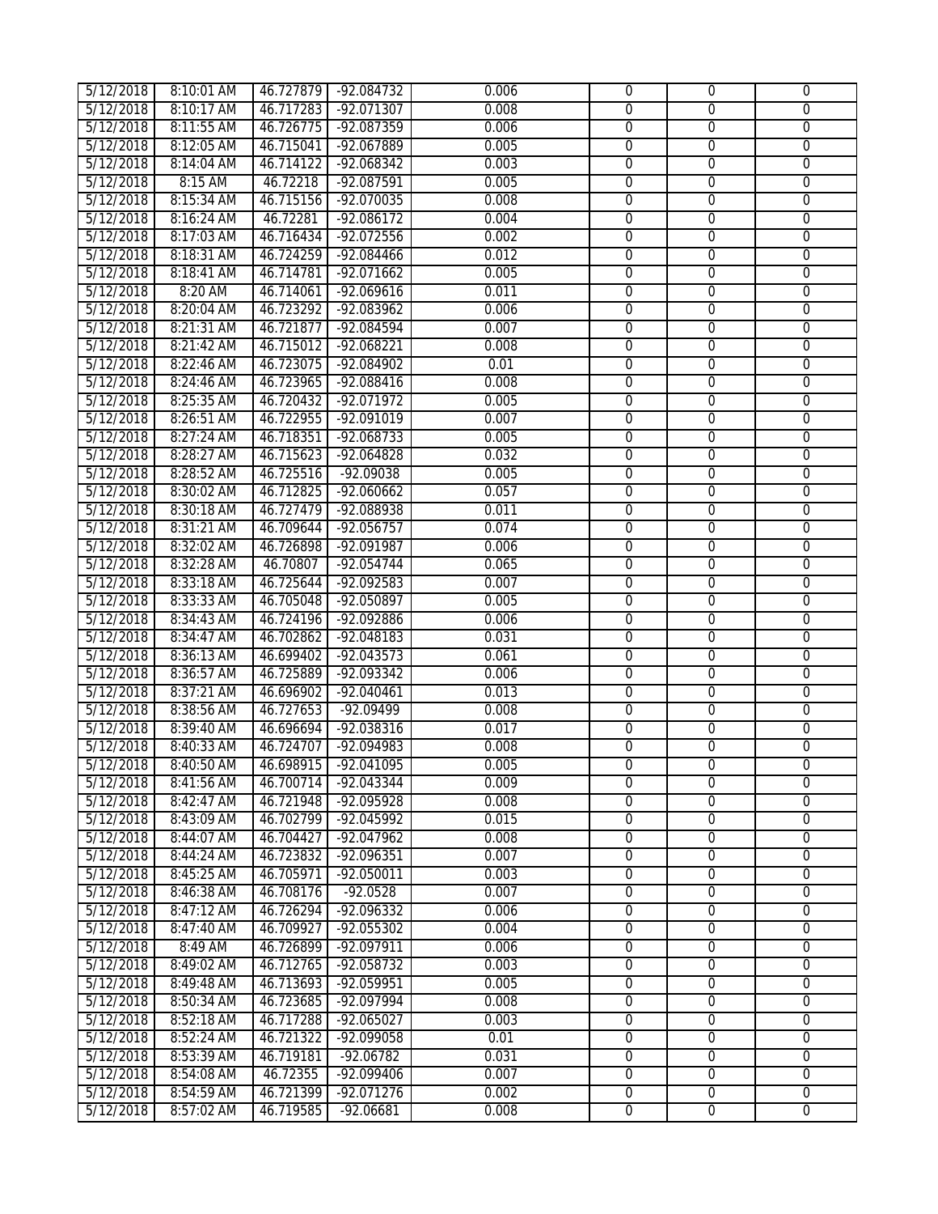| 5/12/2018 | 8:10:01 AM | 46.727879 | -92.084732 | 0.006 | 0 | 0 | 0 |
|---|---|---|---|---|---|---|---|
| 5/12/2018 | 8:10:17 AM | 46.717283 | -92.071307 | 0.008 | 0 | 0 | 0 |
| 5/12/2018 | 8:11:55 AM | 46.726775 | -92.087359 | 0.006 | 0 | 0 | 0 |
| 5/12/2018 | 8:12:05 AM | 46.715041 | -92.067889 | 0.005 | 0 | 0 | 0 |
| 5/12/2018 | 8:14:04 AM | 46.714122 | -92.068342 | 0.003 | 0 | 0 | 0 |
| 5/12/2018 | 8:15 AM | 46.72218 | -92.087591 | 0.005 | 0 | 0 | 0 |
| 5/12/2018 | 8:15:34 AM | 46.715156 | -92.070035 | 0.008 | 0 | 0 | 0 |
| 5/12/2018 | 8:16:24 AM | 46.72281 | -92.086172 | 0.004 | 0 | 0 | 0 |
| 5/12/2018 | 8:17:03 AM | 46.716434 | -92.072556 | 0.002 | 0 | 0 | 0 |
| 5/12/2018 | 8:18:31 AM | 46.724259 | -92.084466 | 0.012 | 0 | 0 | 0 |
| 5/12/2018 | 8:18:41 AM | 46.714781 | -92.071662 | 0.005 | 0 | 0 | 0 |
| 5/12/2018 | 8:20 AM | 46.714061 | -92.069616 | 0.011 | 0 | 0 | 0 |
| 5/12/2018 | 8:20:04 AM | 46.723292 | -92.083962 | 0.006 | 0 | 0 | 0 |
| 5/12/2018 | 8:21:31 AM | 46.721877 | -92.084594 | 0.007 | 0 | 0 | 0 |
| 5/12/2018 | 8:21:42 AM | 46.715012 | -92.068221 | 0.008 | 0 | 0 | 0 |
| 5/12/2018 | 8:22:46 AM | 46.723075 | -92.084902 | 0.01 | 0 | 0 | 0 |
| 5/12/2018 | 8:24:46 AM | 46.723965 | -92.088416 | 0.008 | 0 | 0 | 0 |
| 5/12/2018 | 8:25:35 AM | 46.720432 | -92.071972 | 0.005 | 0 | 0 | 0 |
| 5/12/2018 | 8:26:51 AM | 46.722955 | -92.091019 | 0.007 | 0 | 0 | 0 |
| 5/12/2018 | 8:27:24 AM | 46.718351 | -92.068733 | 0.005 | 0 | 0 | 0 |
| 5/12/2018 | 8:28:27 AM | 46.715623 | -92.064828 | 0.032 | 0 | 0 | 0 |
| 5/12/2018 | 8:28:52 AM | 46.725516 | -92.09038 | 0.005 | 0 | 0 | 0 |
| 5/12/2018 | 8:30:02 AM | 46.712825 | -92.060662 | 0.057 | 0 | 0 | 0 |
| 5/12/2018 | 8:30:18 AM | 46.727479 | -92.088938 | 0.011 | 0 | 0 | 0 |
| 5/12/2018 | 8:31:21 AM | 46.709644 | -92.056757 | 0.074 | 0 | 0 | 0 |
| 5/12/2018 | 8:32:02 AM | 46.726898 | -92.091987 | 0.006 | 0 | 0 | 0 |
| 5/12/2018 | 8:32:28 AM | 46.70807 | -92.054744 | 0.065 | 0 | 0 | 0 |
| 5/12/2018 | 8:33:18 AM | 46.725644 | -92.092583 | 0.007 | 0 | 0 | 0 |
| 5/12/2018 | 8:33:33 AM | 46.705048 | -92.050897 | 0.005 | 0 | 0 | 0 |
| 5/12/2018 | 8:34:43 AM | 46.724196 | -92.092886 | 0.006 | 0 | 0 | 0 |
| 5/12/2018 | 8:34:47 AM | 46.702862 | -92.048183 | 0.031 | 0 | 0 | 0 |
| 5/12/2018 | 8:36:13 AM | 46.699402 | -92.043573 | 0.061 | 0 | 0 | 0 |
| 5/12/2018 | 8:36:57 AM | 46.725889 | -92.093342 | 0.006 | 0 | 0 | 0 |
| 5/12/2018 | 8:37:21 AM | 46.696902 | -92.040461 | 0.013 | 0 | 0 | 0 |
| 5/12/2018 | 8:38:56 AM | 46.727653 | -92.09499 | 0.008 | 0 | 0 | 0 |
| 5/12/2018 | 8:39:40 AM | 46.696694 | -92.038316 | 0.017 | 0 | 0 | 0 |
| 5/12/2018 | 8:40:33 AM | 46.724707 | -92.094983 | 0.008 | 0 | 0 | 0 |
| 5/12/2018 | 8:40:50 AM | 46.698915 | -92.041095 | 0.005 | 0 | 0 | 0 |
| 5/12/2018 | 8:41:56 AM | 46.700714 | -92.043344 | 0.009 | 0 | 0 | 0 |
| 5/12/2018 | 8:42:47 AM | 46.721948 | -92.095928 | 0.008 | 0 | 0 | 0 |
| 5/12/2018 | 8:43:09 AM | 46.702799 | -92.045992 | 0.015 | 0 | 0 | 0 |
| 5/12/2018 | 8:44:07 AM | 46.704427 | -92.047962 | 0.008 | 0 | 0 | 0 |
| 5/12/2018 | 8:44:24 AM | 46.723832 | -92.096351 | 0.007 | 0 | 0 | 0 |
| 5/12/2018 | 8:45:25 AM | 46.705971 | -92.050011 | 0.003 | 0 | 0 | 0 |
| 5/12/2018 | 8:46:38 AM | 46.708176 | -92.0528 | 0.007 | 0 | 0 | 0 |
| 5/12/2018 | 8:47:12 AM | 46.726294 | -92.096332 | 0.006 | 0 | 0 | 0 |
| 5/12/2018 | 8:47:40 AM | 46.709927 | -92.055302 | 0.004 | 0 | 0 | 0 |
| 5/12/2018 | 8:49 AM | 46.726899 | -92.097911 | 0.006 | 0 | 0 | 0 |
| 5/12/2018 | 8:49:02 AM | 46.712765 | -92.058732 | 0.003 | 0 | 0 | 0 |
| 5/12/2018 | 8:49:48 AM | 46.713693 | -92.059951 | 0.005 | 0 | 0 | 0 |
| 5/12/2018 | 8:50:34 AM | 46.723685 | -92.097994 | 0.008 | 0 | 0 | 0 |
| 5/12/2018 | 8:52:18 AM | 46.717288 | -92.065027 | 0.003 | 0 | 0 | 0 |
| 5/12/2018 | 8:52:24 AM | 46.721322 | -92.099058 | 0.01 | 0 | 0 | 0 |
| 5/12/2018 | 8:53:39 AM | 46.719181 | -92.06782 | 0.031 | 0 | 0 | 0 |
| 5/12/2018 | 8:54:08 AM | 46.72355 | -92.099406 | 0.007 | 0 | 0 | 0 |
| 5/12/2018 | 8:54:59 AM | 46.721399 | -92.071276 | 0.002 | 0 | 0 | 0 |
| 5/12/2018 | 8:57:02 AM | 46.719585 | -92.06681 | 0.008 | 0 | 0 | 0 |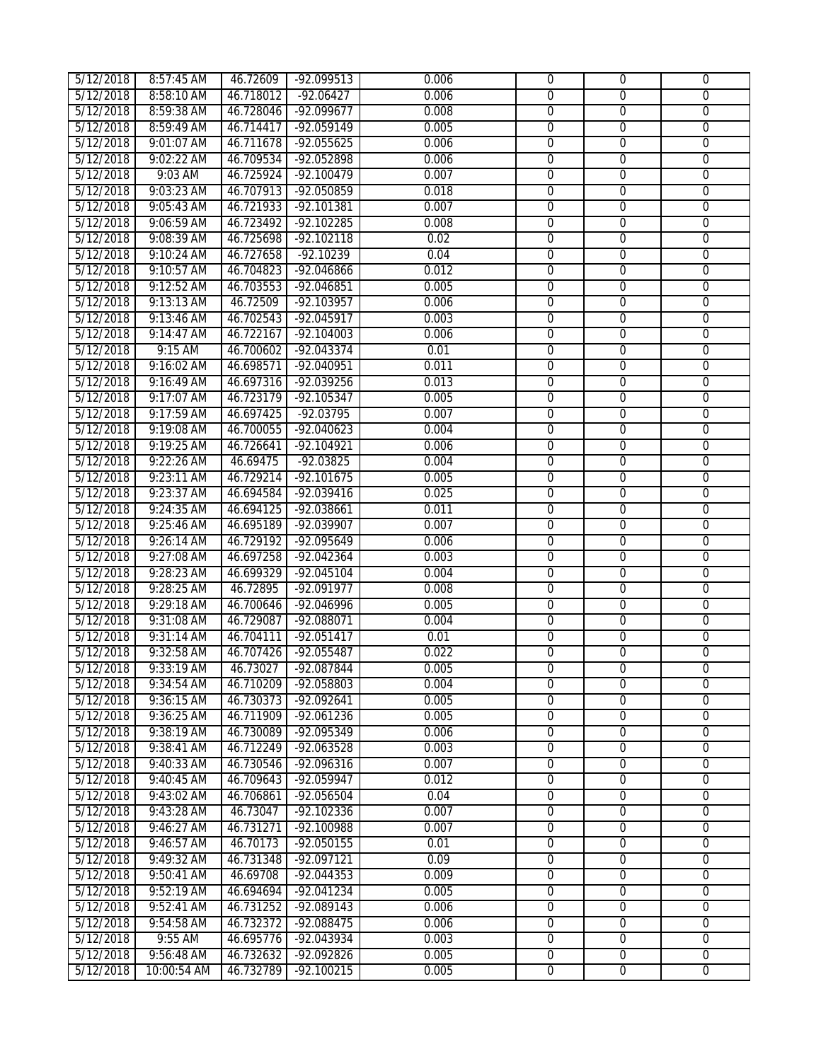| 5/12/2018 | 8:57:45 AM | 46.72609 | -92.099513 | 0.006 | 0 | 0 | 0 |
|---|---|---|---|---|---|---|---|
| 5/12/2018 | 8:58:10 AM | 46.718012 | -92.06427 | 0.006 | 0 | 0 | 0 |
| 5/12/2018 | 8:59:38 AM | 46.728046 | -92.099677 | 0.008 | 0 | 0 | 0 |
| 5/12/2018 | 8:59:49 AM | 46.714417 | -92.059149 | 0.005 | 0 | 0 | 0 |
| 5/12/2018 | 9:01:07 AM | 46.711678 | -92.055625 | 0.006 | 0 | 0 | 0 |
| 5/12/2018 | 9:02:22 AM | 46.709534 | -92.052898 | 0.006 | 0 | 0 | 0 |
| 5/12/2018 | 9:03 AM | 46.725924 | -92.100479 | 0.007 | 0 | 0 | 0 |
| 5/12/2018 | 9:03:23 AM | 46.707913 | -92.050859 | 0.018 | 0 | 0 | 0 |
| 5/12/2018 | 9:05:43 AM | 46.721933 | -92.101381 | 0.007 | 0 | 0 | 0 |
| 5/12/2018 | 9:06:59 AM | 46.723492 | -92.102285 | 0.008 | 0 | 0 | 0 |
| 5/12/2018 | 9:08:39 AM | 46.725698 | -92.102118 | 0.02 | 0 | 0 | 0 |
| 5/12/2018 | 9:10:24 AM | 46.727658 | -92.10239 | 0.04 | 0 | 0 | 0 |
| 5/12/2018 | 9:10:57 AM | 46.704823 | -92.046866 | 0.012 | 0 | 0 | 0 |
| 5/12/2018 | 9:12:52 AM | 46.703553 | -92.046851 | 0.005 | 0 | 0 | 0 |
| 5/12/2018 | 9:13:13 AM | 46.72509 | -92.103957 | 0.006 | 0 | 0 | 0 |
| 5/12/2018 | 9:13:46 AM | 46.702543 | -92.045917 | 0.003 | 0 | 0 | 0 |
| 5/12/2018 | 9:14:47 AM | 46.722167 | -92.104003 | 0.006 | 0 | 0 | 0 |
| 5/12/2018 | 9:15 AM | 46.700602 | -92.043374 | 0.01 | 0 | 0 | 0 |
| 5/12/2018 | 9:16:02 AM | 46.698571 | -92.040951 | 0.011 | 0 | 0 | 0 |
| 5/12/2018 | 9:16:49 AM | 46.697316 | -92.039256 | 0.013 | 0 | 0 | 0 |
| 5/12/2018 | 9:17:07 AM | 46.723179 | -92.105347 | 0.005 | 0 | 0 | 0 |
| 5/12/2018 | 9:17:59 AM | 46.697425 | -92.03795 | 0.007 | 0 | 0 | 0 |
| 5/12/2018 | 9:19:08 AM | 46.700055 | -92.040623 | 0.004 | 0 | 0 | 0 |
| 5/12/2018 | 9:19:25 AM | 46.726641 | -92.104921 | 0.006 | 0 | 0 | 0 |
| 5/12/2018 | 9:22:26 AM | 46.69475 | -92.03825 | 0.004 | 0 | 0 | 0 |
| 5/12/2018 | 9:23:11 AM | 46.729214 | -92.101675 | 0.005 | 0 | 0 | 0 |
| 5/12/2018 | 9:23:37 AM | 46.694584 | -92.039416 | 0.025 | 0 | 0 | 0 |
| 5/12/2018 | 9:24:35 AM | 46.694125 | -92.038661 | 0.011 | 0 | 0 | 0 |
| 5/12/2018 | 9:25:46 AM | 46.695189 | -92.039907 | 0.007 | 0 | 0 | 0 |
| 5/12/2018 | 9:26:14 AM | 46.729192 | -92.095649 | 0.006 | 0 | 0 | 0 |
| 5/12/2018 | 9:27:08 AM | 46.697258 | -92.042364 | 0.003 | 0 | 0 | 0 |
| 5/12/2018 | 9:28:23 AM | 46.699329 | -92.045104 | 0.004 | 0 | 0 | 0 |
| 5/12/2018 | 9:28:25 AM | 46.72895 | -92.091977 | 0.008 | 0 | 0 | 0 |
| 5/12/2018 | 9:29:18 AM | 46.700646 | -92.046996 | 0.005 | 0 | 0 | 0 |
| 5/12/2018 | 9:31:08 AM | 46.729087 | -92.088071 | 0.004 | 0 | 0 | 0 |
| 5/12/2018 | 9:31:14 AM | 46.704111 | -92.051417 | 0.01 | 0 | 0 | 0 |
| 5/12/2018 | 9:32:58 AM | 46.707426 | -92.055487 | 0.022 | 0 | 0 | 0 |
| 5/12/2018 | 9:33:19 AM | 46.73027 | -92.087844 | 0.005 | 0 | 0 | 0 |
| 5/12/2018 | 9:34:54 AM | 46.710209 | -92.058803 | 0.004 | 0 | 0 | 0 |
| 5/12/2018 | 9:36:15 AM | 46.730373 | -92.092641 | 0.005 | 0 | 0 | 0 |
| 5/12/2018 | 9:36:25 AM | 46.711909 | -92.061236 | 0.005 | 0 | 0 | 0 |
| 5/12/2018 | 9:38:19 AM | 46.730089 | -92.095349 | 0.006 | 0 | 0 | 0 |
| 5/12/2018 | 9:38:41 AM | 46.712249 | -92.063528 | 0.003 | 0 | 0 | 0 |
| 5/12/2018 | 9:40:33 AM | 46.730546 | -92.096316 | 0.007 | 0 | 0 | 0 |
| 5/12/2018 | 9:40:45 AM | 46.709643 | -92.059947 | 0.012 | 0 | 0 | 0 |
| 5/12/2018 | 9:43:02 AM | 46.706861 | -92.056504 | 0.04 | 0 | 0 | 0 |
| 5/12/2018 | 9:43:28 AM | 46.73047 | -92.102336 | 0.007 | 0 | 0 | 0 |
| 5/12/2018 | 9:46:27 AM | 46.731271 | -92.100988 | 0.007 | 0 | 0 | 0 |
| 5/12/2018 | 9:46:57 AM | 46.70173 | -92.050155 | 0.01 | 0 | 0 | 0 |
| 5/12/2018 | 9:49:32 AM | 46.731348 | -92.097121 | 0.09 | 0 | 0 | 0 |
| 5/12/2018 | 9:50:41 AM | 46.69708 | -92.044353 | 0.009 | 0 | 0 | 0 |
| 5/12/2018 | 9:52:19 AM | 46.694694 | -92.041234 | 0.005 | 0 | 0 | 0 |
| 5/12/2018 | 9:52:41 AM | 46.731252 | -92.089143 | 0.006 | 0 | 0 | 0 |
| 5/12/2018 | 9:54:58 AM | 46.732372 | -92.088475 | 0.006 | 0 | 0 | 0 |
| 5/12/2018 | 9:55 AM | 46.695776 | -92.043934 | 0.003 | 0 | 0 | 0 |
| 5/12/2018 | 9:56:48 AM | 46.732632 | -92.092826 | 0.005 | 0 | 0 | 0 |
| 5/12/2018 | 10:00:54 AM | 46.732789 | -92.100215 | 0.005 | 0 | 0 | 0 |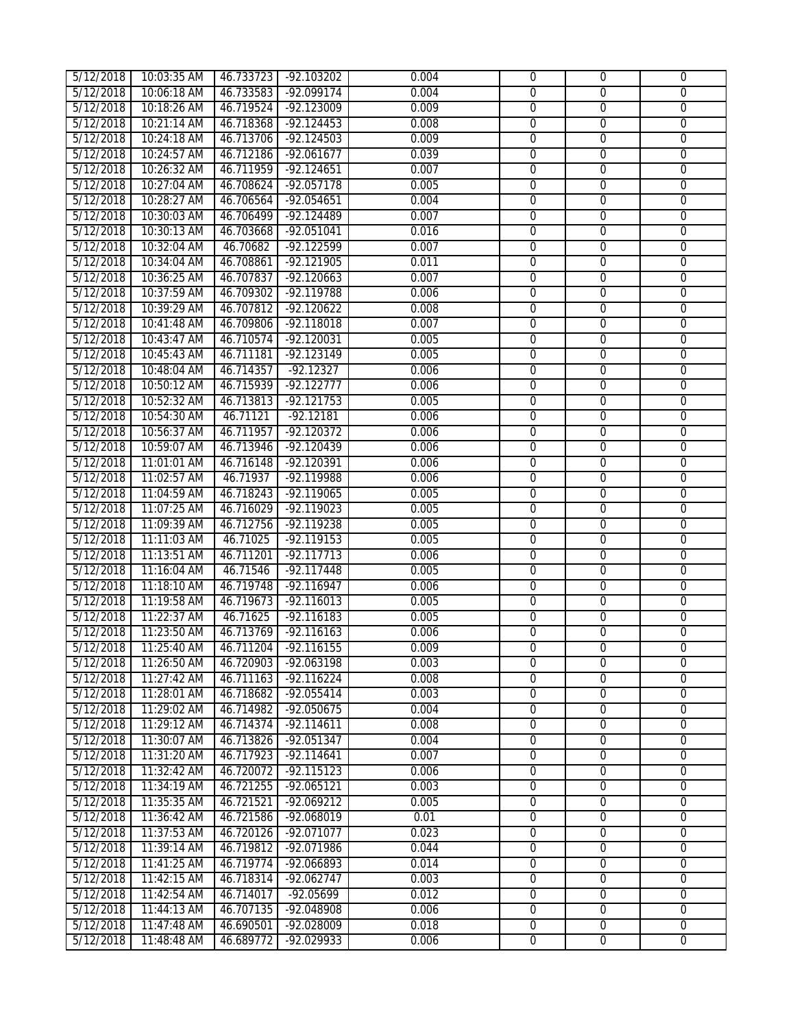| | | | | | | | |
|---|---|---|---|---|---|---|---|
| 5/12/2018 | 10:03:35 AM | 46.733723 | -92.103202 | 0.004 | 0 | 0 | 0 |
| 5/12/2018 | 10:06:18 AM | 46.733583 | -92.099174 | 0.004 | 0 | 0 | 0 |
| 5/12/2018 | 10:18:26 AM | 46.719524 | -92.123009 | 0.009 | 0 | 0 | 0 |
| 5/12/2018 | 10:21:14 AM | 46.718368 | -92.124453 | 0.008 | 0 | 0 | 0 |
| 5/12/2018 | 10:24:18 AM | 46.713706 | -92.124503 | 0.009 | 0 | 0 | 0 |
| 5/12/2018 | 10:24:57 AM | 46.712186 | -92.061677 | 0.039 | 0 | 0 | 0 |
| 5/12/2018 | 10:26:32 AM | 46.711959 | -92.124651 | 0.007 | 0 | 0 | 0 |
| 5/12/2018 | 10:27:04 AM | 46.708624 | -92.057178 | 0.005 | 0 | 0 | 0 |
| 5/12/2018 | 10:28:27 AM | 46.706564 | -92.054651 | 0.004 | 0 | 0 | 0 |
| 5/12/2018 | 10:30:03 AM | 46.706499 | -92.124489 | 0.007 | 0 | 0 | 0 |
| 5/12/2018 | 10:30:13 AM | 46.703668 | -92.051041 | 0.016 | 0 | 0 | 0 |
| 5/12/2018 | 10:32:04 AM | 46.70682 | -92.122599 | 0.007 | 0 | 0 | 0 |
| 5/12/2018 | 10:34:04 AM | 46.708861 | -92.121905 | 0.011 | 0 | 0 | 0 |
| 5/12/2018 | 10:36:25 AM | 46.707837 | -92.120663 | 0.007 | 0 | 0 | 0 |
| 5/12/2018 | 10:37:59 AM | 46.709302 | -92.119788 | 0.006 | 0 | 0 | 0 |
| 5/12/2018 | 10:39:29 AM | 46.707812 | -92.120622 | 0.008 | 0 | 0 | 0 |
| 5/12/2018 | 10:41:48 AM | 46.709806 | -92.118018 | 0.007 | 0 | 0 | 0 |
| 5/12/2018 | 10:43:47 AM | 46.710574 | -92.120031 | 0.005 | 0 | 0 | 0 |
| 5/12/2018 | 10:45:43 AM | 46.711181 | -92.123149 | 0.005 | 0 | 0 | 0 |
| 5/12/2018 | 10:48:04 AM | 46.714357 | -92.12327 | 0.006 | 0 | 0 | 0 |
| 5/12/2018 | 10:50:12 AM | 46.715939 | -92.122777 | 0.006 | 0 | 0 | 0 |
| 5/12/2018 | 10:52:32 AM | 46.713813 | -92.121753 | 0.005 | 0 | 0 | 0 |
| 5/12/2018 | 10:54:30 AM | 46.71121 | -92.12181 | 0.006 | 0 | 0 | 0 |
| 5/12/2018 | 10:56:37 AM | 46.711957 | -92.120372 | 0.006 | 0 | 0 | 0 |
| 5/12/2018 | 10:59:07 AM | 46.713946 | -92.120439 | 0.006 | 0 | 0 | 0 |
| 5/12/2018 | 11:01:01 AM | 46.716148 | -92.120391 | 0.006 | 0 | 0 | 0 |
| 5/12/2018 | 11:02:57 AM | 46.71937 | -92.119988 | 0.006 | 0 | 0 | 0 |
| 5/12/2018 | 11:04:59 AM | 46.718243 | -92.119065 | 0.005 | 0 | 0 | 0 |
| 5/12/2018 | 11:07:25 AM | 46.716029 | -92.119023 | 0.005 | 0 | 0 | 0 |
| 5/12/2018 | 11:09:39 AM | 46.712756 | -92.119238 | 0.005 | 0 | 0 | 0 |
| 5/12/2018 | 11:11:03 AM | 46.71025 | -92.119153 | 0.005 | 0 | 0 | 0 |
| 5/12/2018 | 11:13:51 AM | 46.711201 | -92.117713 | 0.006 | 0 | 0 | 0 |
| 5/12/2018 | 11:16:04 AM | 46.71546 | -92.117448 | 0.005 | 0 | 0 | 0 |
| 5/12/2018 | 11:18:10 AM | 46.719748 | -92.116947 | 0.006 | 0 | 0 | 0 |
| 5/12/2018 | 11:19:58 AM | 46.719673 | -92.116013 | 0.005 | 0 | 0 | 0 |
| 5/12/2018 | 11:22:37 AM | 46.71625 | -92.116183 | 0.005 | 0 | 0 | 0 |
| 5/12/2018 | 11:23:50 AM | 46.713769 | -92.116163 | 0.006 | 0 | 0 | 0 |
| 5/12/2018 | 11:25:40 AM | 46.711204 | -92.116155 | 0.009 | 0 | 0 | 0 |
| 5/12/2018 | 11:26:50 AM | 46.720903 | -92.063198 | 0.003 | 0 | 0 | 0 |
| 5/12/2018 | 11:27:42 AM | 46.711163 | -92.116224 | 0.008 | 0 | 0 | 0 |
| 5/12/2018 | 11:28:01 AM | 46.718682 | -92.055414 | 0.003 | 0 | 0 | 0 |
| 5/12/2018 | 11:29:02 AM | 46.714982 | -92.050675 | 0.004 | 0 | 0 | 0 |
| 5/12/2018 | 11:29:12 AM | 46.714374 | -92.114611 | 0.008 | 0 | 0 | 0 |
| 5/12/2018 | 11:30:07 AM | 46.713826 | -92.051347 | 0.004 | 0 | 0 | 0 |
| 5/12/2018 | 11:31:20 AM | 46.717923 | -92.114641 | 0.007 | 0 | 0 | 0 |
| 5/12/2018 | 11:32:42 AM | 46.720072 | -92.115123 | 0.006 | 0 | 0 | 0 |
| 5/12/2018 | 11:34:19 AM | 46.721255 | -92.065121 | 0.003 | 0 | 0 | 0 |
| 5/12/2018 | 11:35:35 AM | 46.721521 | -92.069212 | 0.005 | 0 | 0 | 0 |
| 5/12/2018 | 11:36:42 AM | 46.721586 | -92.068019 | 0.01 | 0 | 0 | 0 |
| 5/12/2018 | 11:37:53 AM | 46.720126 | -92.071077 | 0.023 | 0 | 0 | 0 |
| 5/12/2018 | 11:39:14 AM | 46.719812 | -92.071986 | 0.044 | 0 | 0 | 0 |
| 5/12/2018 | 11:41:25 AM | 46.719774 | -92.066893 | 0.014 | 0 | 0 | 0 |
| 5/12/2018 | 11:42:15 AM | 46.718314 | -92.062747 | 0.003 | 0 | 0 | 0 |
| 5/12/2018 | 11:42:54 AM | 46.714017 | -92.05699 | 0.012 | 0 | 0 | 0 |
| 5/12/2018 | 11:44:13 AM | 46.707135 | -92.048908 | 0.006 | 0 | 0 | 0 |
| 5/12/2018 | 11:47:48 AM | 46.690501 | -92.028009 | 0.018 | 0 | 0 | 0 |
| 5/12/2018 | 11:48:48 AM | 46.689772 | -92.029933 | 0.006 | 0 | 0 | 0 |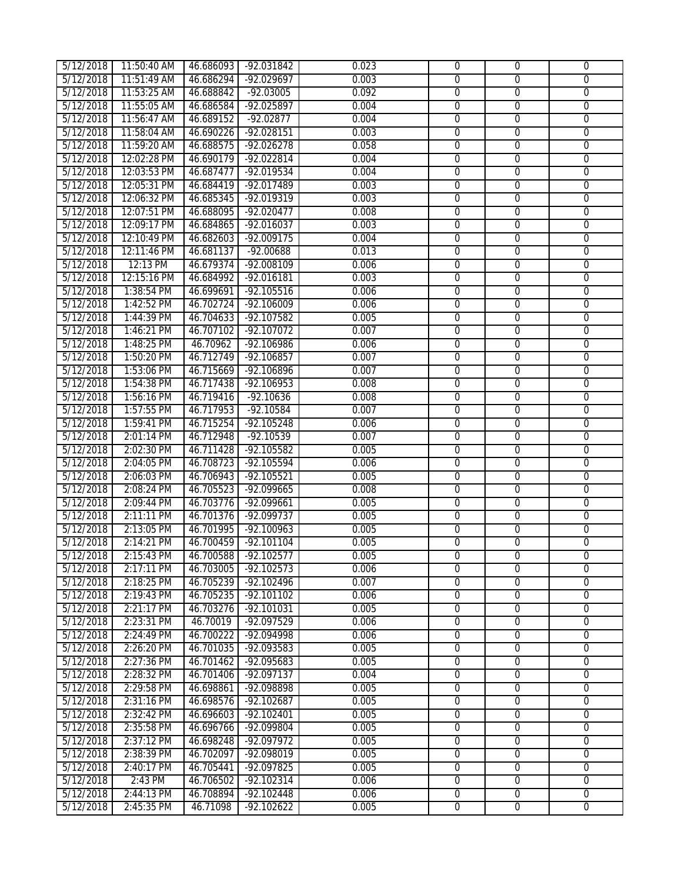| | | | | | | | |
|---|---|---|---|---|---|---|---|
| 5/12/2018 | 11:50:40 AM | 46.686093 | -92.031842 | 0.023 | 0 | 0 | 0 |
| 5/12/2018 | 11:51:49 AM | 46.686294 | -92.029697 | 0.003 | 0 | 0 | 0 |
| 5/12/2018 | 11:53:25 AM | 46.688842 | -92.03005 | 0.092 | 0 | 0 | 0 |
| 5/12/2018 | 11:55:05 AM | 46.686584 | -92.025897 | 0.004 | 0 | 0 | 0 |
| 5/12/2018 | 11:56:47 AM | 46.689152 | -92.02877 | 0.004 | 0 | 0 | 0 |
| 5/12/2018 | 11:58:04 AM | 46.690226 | -92.028151 | 0.003 | 0 | 0 | 0 |
| 5/12/2018 | 11:59:20 AM | 46.688575 | -92.026278 | 0.058 | 0 | 0 | 0 |
| 5/12/2018 | 12:02:28 PM | 46.690179 | -92.022814 | 0.004 | 0 | 0 | 0 |
| 5/12/2018 | 12:03:53 PM | 46.687477 | -92.019534 | 0.004 | 0 | 0 | 0 |
| 5/12/2018 | 12:05:31 PM | 46.684419 | -92.017489 | 0.003 | 0 | 0 | 0 |
| 5/12/2018 | 12:06:32 PM | 46.685345 | -92.019319 | 0.003 | 0 | 0 | 0 |
| 5/12/2018 | 12:07:51 PM | 46.688095 | -92.020477 | 0.008 | 0 | 0 | 0 |
| 5/12/2018 | 12:09:17 PM | 46.684865 | -92.016037 | 0.003 | 0 | 0 | 0 |
| 5/12/2018 | 12:10:49 PM | 46.682603 | -92.009175 | 0.004 | 0 | 0 | 0 |
| 5/12/2018 | 12:11:46 PM | 46.681137 | -92.00688 | 0.013 | 0 | 0 | 0 |
| 5/12/2018 | 12:13 PM | 46.679374 | -92.008109 | 0.006 | 0 | 0 | 0 |
| 5/12/2018 | 12:15:16 PM | 46.684992 | -92.016181 | 0.003 | 0 | 0 | 0 |
| 5/12/2018 | 1:38:54 PM | 46.699691 | -92.105516 | 0.006 | 0 | 0 | 0 |
| 5/12/2018 | 1:42:52 PM | 46.702724 | -92.106009 | 0.006 | 0 | 0 | 0 |
| 5/12/2018 | 1:44:39 PM | 46.704633 | -92.107582 | 0.005 | 0 | 0 | 0 |
| 5/12/2018 | 1:46:21 PM | 46.707102 | -92.107072 | 0.007 | 0 | 0 | 0 |
| 5/12/2018 | 1:48:25 PM | 46.70962 | -92.106986 | 0.006 | 0 | 0 | 0 |
| 5/12/2018 | 1:50:20 PM | 46.712749 | -92.106857 | 0.007 | 0 | 0 | 0 |
| 5/12/2018 | 1:53:06 PM | 46.715669 | -92.106896 | 0.007 | 0 | 0 | 0 |
| 5/12/2018 | 1:54:38 PM | 46.717438 | -92.106953 | 0.008 | 0 | 0 | 0 |
| 5/12/2018 | 1:56:16 PM | 46.719416 | -92.10636 | 0.008 | 0 | 0 | 0 |
| 5/12/2018 | 1:57:55 PM | 46.717953 | -92.10584 | 0.007 | 0 | 0 | 0 |
| 5/12/2018 | 1:59:41 PM | 46.715254 | -92.105248 | 0.006 | 0 | 0 | 0 |
| 5/12/2018 | 2:01:14 PM | 46.712948 | -92.10539 | 0.007 | 0 | 0 | 0 |
| 5/12/2018 | 2:02:30 PM | 46.711428 | -92.105582 | 0.005 | 0 | 0 | 0 |
| 5/12/2018 | 2:04:05 PM | 46.708723 | -92.105594 | 0.006 | 0 | 0 | 0 |
| 5/12/2018 | 2:06:03 PM | 46.706943 | -92.105521 | 0.005 | 0 | 0 | 0 |
| 5/12/2018 | 2:08:24 PM | 46.705523 | -92.099665 | 0.008 | 0 | 0 | 0 |
| 5/12/2018 | 2:09:44 PM | 46.703776 | -92.099661 | 0.005 | 0 | 0 | 0 |
| 5/12/2018 | 2:11:11 PM | 46.701376 | -92.099737 | 0.005 | 0 | 0 | 0 |
| 5/12/2018 | 2:13:05 PM | 46.701995 | -92.100963 | 0.005 | 0 | 0 | 0 |
| 5/12/2018 | 2:14:21 PM | 46.700459 | -92.101104 | 0.005 | 0 | 0 | 0 |
| 5/12/2018 | 2:15:43 PM | 46.700588 | -92.102577 | 0.005 | 0 | 0 | 0 |
| 5/12/2018 | 2:17:11 PM | 46.703005 | -92.102573 | 0.006 | 0 | 0 | 0 |
| 5/12/2018 | 2:18:25 PM | 46.705239 | -92.102496 | 0.007 | 0 | 0 | 0 |
| 5/12/2018 | 2:19:43 PM | 46.705235 | -92.101102 | 0.006 | 0 | 0 | 0 |
| 5/12/2018 | 2:21:17 PM | 46.703276 | -92.101031 | 0.005 | 0 | 0 | 0 |
| 5/12/2018 | 2:23:31 PM | 46.70019 | -92.097529 | 0.006 | 0 | 0 | 0 |
| 5/12/2018 | 2:24:49 PM | 46.700222 | -92.094998 | 0.006 | 0 | 0 | 0 |
| 5/12/2018 | 2:26:20 PM | 46.701035 | -92.093583 | 0.005 | 0 | 0 | 0 |
| 5/12/2018 | 2:27:36 PM | 46.701462 | -92.095683 | 0.005 | 0 | 0 | 0 |
| 5/12/2018 | 2:28:32 PM | 46.701406 | -92.097137 | 0.004 | 0 | 0 | 0 |
| 5/12/2018 | 2:29:58 PM | 46.698861 | -92.098898 | 0.005 | 0 | 0 | 0 |
| 5/12/2018 | 2:31:16 PM | 46.698576 | -92.102687 | 0.005 | 0 | 0 | 0 |
| 5/12/2018 | 2:32:42 PM | 46.696603 | -92.102401 | 0.005 | 0 | 0 | 0 |
| 5/12/2018 | 2:35:58 PM | 46.696766 | -92.099804 | 0.005 | 0 | 0 | 0 |
| 5/12/2018 | 2:37:12 PM | 46.698248 | -92.097972 | 0.005 | 0 | 0 | 0 |
| 5/12/2018 | 2:38:39 PM | 46.702097 | -92.098019 | 0.005 | 0 | 0 | 0 |
| 5/12/2018 | 2:40:17 PM | 46.705441 | -92.097825 | 0.005 | 0 | 0 | 0 |
| 5/12/2018 | 2:43 PM | 46.706502 | -92.102314 | 0.006 | 0 | 0 | 0 |
| 5/12/2018 | 2:44:13 PM | 46.708894 | -92.102448 | 0.006 | 0 | 0 | 0 |
| 5/12/2018 | 2:45:35 PM | 46.71098 | -92.102622 | 0.005 | 0 | 0 | 0 |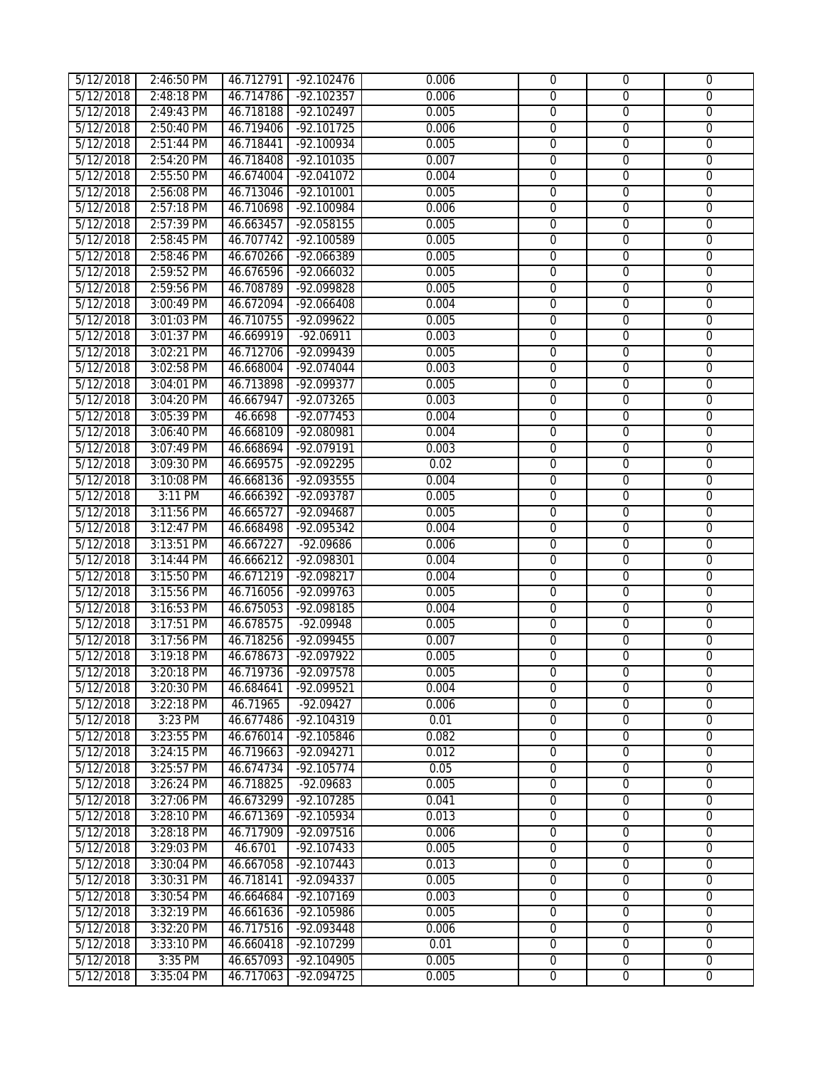| | | | | | | | |
|---|---|---|---|---|---|---|---|
| 5/12/2018 | 2:46:50 PM | 46.712791 | -92.102476 | 0.006 | 0 | 0 | 0 |
| 5/12/2018 | 2:48:18 PM | 46.714786 | -92.102357 | 0.006 | 0 | 0 | 0 |
| 5/12/2018 | 2:49:43 PM | 46.718188 | -92.102497 | 0.005 | 0 | 0 | 0 |
| 5/12/2018 | 2:50:40 PM | 46.719406 | -92.101725 | 0.006 | 0 | 0 | 0 |
| 5/12/2018 | 2:51:44 PM | 46.718441 | -92.100934 | 0.005 | 0 | 0 | 0 |
| 5/12/2018 | 2:54:20 PM | 46.718408 | -92.101035 | 0.007 | 0 | 0 | 0 |
| 5/12/2018 | 2:55:50 PM | 46.674004 | -92.041072 | 0.004 | 0 | 0 | 0 |
| 5/12/2018 | 2:56:08 PM | 46.713046 | -92.101001 | 0.005 | 0 | 0 | 0 |
| 5/12/2018 | 2:57:18 PM | 46.710698 | -92.100984 | 0.006 | 0 | 0 | 0 |
| 5/12/2018 | 2:57:39 PM | 46.663457 | -92.058155 | 0.005 | 0 | 0 | 0 |
| 5/12/2018 | 2:58:45 PM | 46.707742 | -92.100589 | 0.005 | 0 | 0 | 0 |
| 5/12/2018 | 2:58:46 PM | 46.670266 | -92.066389 | 0.005 | 0 | 0 | 0 |
| 5/12/2018 | 2:59:52 PM | 46.676596 | -92.066032 | 0.005 | 0 | 0 | 0 |
| 5/12/2018 | 2:59:56 PM | 46.708789 | -92.099828 | 0.005 | 0 | 0 | 0 |
| 5/12/2018 | 3:00:49 PM | 46.672094 | -92.066408 | 0.004 | 0 | 0 | 0 |
| 5/12/2018 | 3:01:03 PM | 46.710755 | -92.099622 | 0.005 | 0 | 0 | 0 |
| 5/12/2018 | 3:01:37 PM | 46.669919 | -92.06911 | 0.003 | 0 | 0 | 0 |
| 5/12/2018 | 3:02:21 PM | 46.712706 | -92.099439 | 0.005 | 0 | 0 | 0 |
| 5/12/2018 | 3:02:58 PM | 46.668004 | -92.074044 | 0.003 | 0 | 0 | 0 |
| 5/12/2018 | 3:04:01 PM | 46.713898 | -92.099377 | 0.005 | 0 | 0 | 0 |
| 5/12/2018 | 3:04:20 PM | 46.667947 | -92.073265 | 0.003 | 0 | 0 | 0 |
| 5/12/2018 | 3:05:39 PM | 46.6698 | -92.077453 | 0.004 | 0 | 0 | 0 |
| 5/12/2018 | 3:06:40 PM | 46.668109 | -92.080981 | 0.004 | 0 | 0 | 0 |
| 5/12/2018 | 3:07:49 PM | 46.668694 | -92.079191 | 0.003 | 0 | 0 | 0 |
| 5/12/2018 | 3:09:30 PM | 46.669575 | -92.092295 | 0.02 | 0 | 0 | 0 |
| 5/12/2018 | 3:10:08 PM | 46.668136 | -92.093555 | 0.004 | 0 | 0 | 0 |
| 5/12/2018 | 3:11 PM | 46.666392 | -92.093787 | 0.005 | 0 | 0 | 0 |
| 5/12/2018 | 3:11:56 PM | 46.665727 | -92.094687 | 0.005 | 0 | 0 | 0 |
| 5/12/2018 | 3:12:47 PM | 46.668498 | -92.095342 | 0.004 | 0 | 0 | 0 |
| 5/12/2018 | 3:13:51 PM | 46.667227 | -92.09686 | 0.006 | 0 | 0 | 0 |
| 5/12/2018 | 3:14:44 PM | 46.666212 | -92.098301 | 0.004 | 0 | 0 | 0 |
| 5/12/2018 | 3:15:50 PM | 46.671219 | -92.098217 | 0.004 | 0 | 0 | 0 |
| 5/12/2018 | 3:15:56 PM | 46.716056 | -92.099763 | 0.005 | 0 | 0 | 0 |
| 5/12/2018 | 3:16:53 PM | 46.675053 | -92.098185 | 0.004 | 0 | 0 | 0 |
| 5/12/2018 | 3:17:51 PM | 46.678575 | -92.09948 | 0.005 | 0 | 0 | 0 |
| 5/12/2018 | 3:17:56 PM | 46.718256 | -92.099455 | 0.007 | 0 | 0 | 0 |
| 5/12/2018 | 3:19:18 PM | 46.678673 | -92.097922 | 0.005 | 0 | 0 | 0 |
| 5/12/2018 | 3:20:18 PM | 46.719736 | -92.097578 | 0.005 | 0 | 0 | 0 |
| 5/12/2018 | 3:20:30 PM | 46.684641 | -92.099521 | 0.004 | 0 | 0 | 0 |
| 5/12/2018 | 3:22:18 PM | 46.71965 | -92.09427 | 0.006 | 0 | 0 | 0 |
| 5/12/2018 | 3:23 PM | 46.677486 | -92.104319 | 0.01 | 0 | 0 | 0 |
| 5/12/2018 | 3:23:55 PM | 46.676014 | -92.105846 | 0.082 | 0 | 0 | 0 |
| 5/12/2018 | 3:24:15 PM | 46.719663 | -92.094271 | 0.012 | 0 | 0 | 0 |
| 5/12/2018 | 3:25:57 PM | 46.674734 | -92.105774 | 0.05 | 0 | 0 | 0 |
| 5/12/2018 | 3:26:24 PM | 46.718825 | -92.09683 | 0.005 | 0 | 0 | 0 |
| 5/12/2018 | 3:27:06 PM | 46.673299 | -92.107285 | 0.041 | 0 | 0 | 0 |
| 5/12/2018 | 3:28:10 PM | 46.671369 | -92.105934 | 0.013 | 0 | 0 | 0 |
| 5/12/2018 | 3:28:18 PM | 46.717909 | -92.097516 | 0.006 | 0 | 0 | 0 |
| 5/12/2018 | 3:29:03 PM | 46.6701 | -92.107433 | 0.005 | 0 | 0 | 0 |
| 5/12/2018 | 3:30:04 PM | 46.667058 | -92.107443 | 0.013 | 0 | 0 | 0 |
| 5/12/2018 | 3:30:31 PM | 46.718141 | -92.094337 | 0.005 | 0 | 0 | 0 |
| 5/12/2018 | 3:30:54 PM | 46.664684 | -92.107169 | 0.003 | 0 | 0 | 0 |
| 5/12/2018 | 3:32:19 PM | 46.661636 | -92.105986 | 0.005 | 0 | 0 | 0 |
| 5/12/2018 | 3:32:20 PM | 46.717516 | -92.093448 | 0.006 | 0 | 0 | 0 |
| 5/12/2018 | 3:33:10 PM | 46.660418 | -92.107299 | 0.01 | 0 | 0 | 0 |
| 5/12/2018 | 3:35 PM | 46.657093 | -92.104905 | 0.005 | 0 | 0 | 0 |
| 5/12/2018 | 3:35:04 PM | 46.717063 | -92.094725 | 0.005 | 0 | 0 | 0 |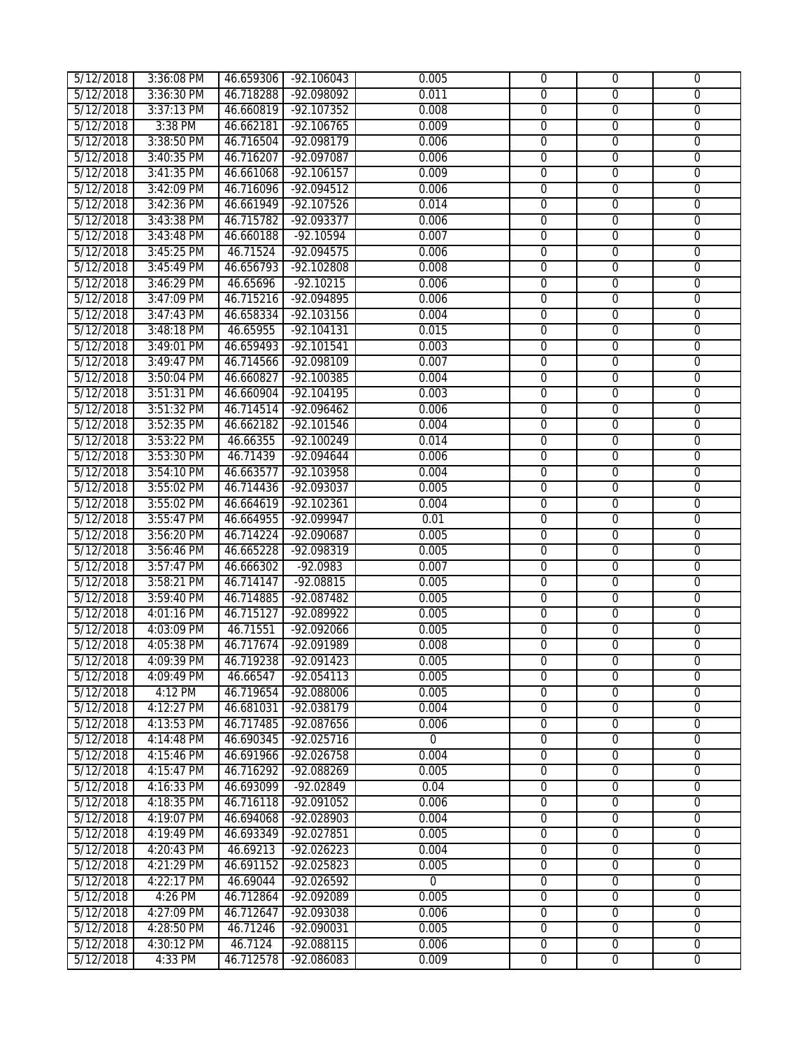| 5/12/2018 | 3:36:08 PM | 46.659306 | -92.106043 | 0.005 | 0 | 0 | 0 |
|---|---|---|---|---|---|---|---|
| 5/12/2018 | 3:36:30 PM | 46.718288 | -92.098092 | 0.011 | 0 | 0 | 0 |
| 5/12/2018 | 3:37:13 PM | 46.660819 | -92.107352 | 0.008 | 0 | 0 | 0 |
| 5/12/2018 | 3:38 PM | 46.662181 | -92.106765 | 0.009 | 0 | 0 | 0 |
| 5/12/2018 | 3:38:50 PM | 46.716504 | -92.098179 | 0.006 | 0 | 0 | 0 |
| 5/12/2018 | 3:40:35 PM | 46.716207 | -92.097087 | 0.006 | 0 | 0 | 0 |
| 5/12/2018 | 3:41:35 PM | 46.661068 | -92.106157 | 0.009 | 0 | 0 | 0 |
| 5/12/2018 | 3:42:09 PM | 46.716096 | -92.094512 | 0.006 | 0 | 0 | 0 |
| 5/12/2018 | 3:42:36 PM | 46.661949 | -92.107526 | 0.014 | 0 | 0 | 0 |
| 5/12/2018 | 3:43:38 PM | 46.715782 | -92.093377 | 0.006 | 0 | 0 | 0 |
| 5/12/2018 | 3:43:48 PM | 46.660188 | -92.10594 | 0.007 | 0 | 0 | 0 |
| 5/12/2018 | 3:45:25 PM | 46.71524 | -92.094575 | 0.006 | 0 | 0 | 0 |
| 5/12/2018 | 3:45:49 PM | 46.656793 | -92.102808 | 0.008 | 0 | 0 | 0 |
| 5/12/2018 | 3:46:29 PM | 46.65696 | -92.10215 | 0.006 | 0 | 0 | 0 |
| 5/12/2018 | 3:47:09 PM | 46.715216 | -92.094895 | 0.006 | 0 | 0 | 0 |
| 5/12/2018 | 3:47:43 PM | 46.658334 | -92.103156 | 0.004 | 0 | 0 | 0 |
| 5/12/2018 | 3:48:18 PM | 46.65955 | -92.104131 | 0.015 | 0 | 0 | 0 |
| 5/12/2018 | 3:49:01 PM | 46.659493 | -92.101541 | 0.003 | 0 | 0 | 0 |
| 5/12/2018 | 3:49:47 PM | 46.714566 | -92.098109 | 0.007 | 0 | 0 | 0 |
| 5/12/2018 | 3:50:04 PM | 46.660827 | -92.100385 | 0.004 | 0 | 0 | 0 |
| 5/12/2018 | 3:51:31 PM | 46.660904 | -92.104195 | 0.003 | 0 | 0 | 0 |
| 5/12/2018 | 3:51:32 PM | 46.714514 | -92.096462 | 0.006 | 0 | 0 | 0 |
| 5/12/2018 | 3:52:35 PM | 46.662182 | -92.101546 | 0.004 | 0 | 0 | 0 |
| 5/12/2018 | 3:53:22 PM | 46.66355 | -92.100249 | 0.014 | 0 | 0 | 0 |
| 5/12/2018 | 3:53:30 PM | 46.71439 | -92.094644 | 0.006 | 0 | 0 | 0 |
| 5/12/2018 | 3:54:10 PM | 46.663577 | -92.103958 | 0.004 | 0 | 0 | 0 |
| 5/12/2018 | 3:55:02 PM | 46.714436 | -92.093037 | 0.005 | 0 | 0 | 0 |
| 5/12/2018 | 3:55:02 PM | 46.664619 | -92.102361 | 0.004 | 0 | 0 | 0 |
| 5/12/2018 | 3:55:47 PM | 46.664955 | -92.099947 | 0.01 | 0 | 0 | 0 |
| 5/12/2018 | 3:56:20 PM | 46.714224 | -92.090687 | 0.005 | 0 | 0 | 0 |
| 5/12/2018 | 3:56:46 PM | 46.665228 | -92.098319 | 0.005 | 0 | 0 | 0 |
| 5/12/2018 | 3:57:47 PM | 46.666302 | -92.0983 | 0.007 | 0 | 0 | 0 |
| 5/12/2018 | 3:58:21 PM | 46.714147 | -92.08815 | 0.005 | 0 | 0 | 0 |
| 5/12/2018 | 3:59:40 PM | 46.714885 | -92.087482 | 0.005 | 0 | 0 | 0 |
| 5/12/2018 | 4:01:16 PM | 46.715127 | -92.089922 | 0.005 | 0 | 0 | 0 |
| 5/12/2018 | 4:03:09 PM | 46.71551 | -92.092066 | 0.005 | 0 | 0 | 0 |
| 5/12/2018 | 4:05:38 PM | 46.717674 | -92.091989 | 0.008 | 0 | 0 | 0 |
| 5/12/2018 | 4:09:39 PM | 46.719238 | -92.091423 | 0.005 | 0 | 0 | 0 |
| 5/12/2018 | 4:09:49 PM | 46.66547 | -92.054113 | 0.005 | 0 | 0 | 0 |
| 5/12/2018 | 4:12 PM | 46.719654 | -92.088006 | 0.005 | 0 | 0 | 0 |
| 5/12/2018 | 4:12:27 PM | 46.681031 | -92.038179 | 0.004 | 0 | 0 | 0 |
| 5/12/2018 | 4:13:53 PM | 46.717485 | -92.087656 | 0.006 | 0 | 0 | 0 |
| 5/12/2018 | 4:14:48 PM | 46.690345 | -92.025716 | 0 | 0 | 0 | 0 |
| 5/12/2018 | 4:15:46 PM | 46.691966 | -92.026758 | 0.004 | 0 | 0 | 0 |
| 5/12/2018 | 4:15:47 PM | 46.716292 | -92.088269 | 0.005 | 0 | 0 | 0 |
| 5/12/2018 | 4:16:33 PM | 46.693099 | -92.02849 | 0.04 | 0 | 0 | 0 |
| 5/12/2018 | 4:18:35 PM | 46.716118 | -92.091052 | 0.006 | 0 | 0 | 0 |
| 5/12/2018 | 4:19:07 PM | 46.694068 | -92.028903 | 0.004 | 0 | 0 | 0 |
| 5/12/2018 | 4:19:49 PM | 46.693349 | -92.027851 | 0.005 | 0 | 0 | 0 |
| 5/12/2018 | 4:20:43 PM | 46.69213 | -92.026223 | 0.004 | 0 | 0 | 0 |
| 5/12/2018 | 4:21:29 PM | 46.691152 | -92.025823 | 0.005 | 0 | 0 | 0 |
| 5/12/2018 | 4:22:17 PM | 46.69044 | -92.026592 | 0 | 0 | 0 | 0 |
| 5/12/2018 | 4:26 PM | 46.712864 | -92.092089 | 0.005 | 0 | 0 | 0 |
| 5/12/2018 | 4:27:09 PM | 46.712647 | -92.093038 | 0.006 | 0 | 0 | 0 |
| 5/12/2018 | 4:28:50 PM | 46.71246 | -92.090031 | 0.005 | 0 | 0 | 0 |
| 5/12/2018 | 4:30:12 PM | 46.7124 | -92.088115 | 0.006 | 0 | 0 | 0 |
| 5/12/2018 | 4:33 PM | 46.712578 | -92.086083 | 0.009 | 0 | 0 | 0 |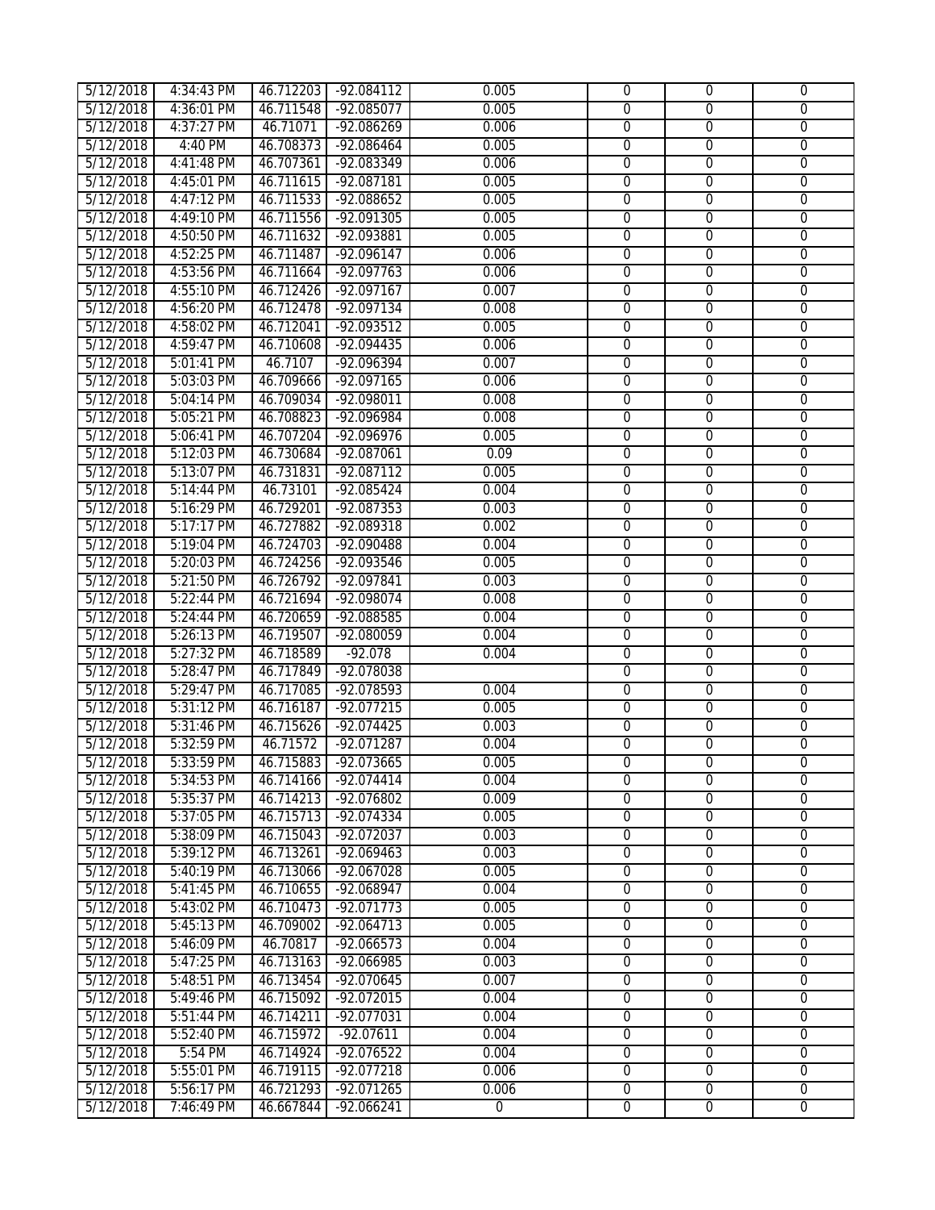| 5/12/2018 | 4:34:43 PM | 46.712203 | -92.084112 | 0.005 | 0 | 0 | 0 |
|---|---|---|---|---|---|---|---|
| 5/12/2018 | 4:36:01 PM | 46.711548 | -92.085077 | 0.005 | 0 | 0 | 0 |
| 5/12/2018 | 4:37:27 PM | 46.71071 | -92.086269 | 0.006 | 0 | 0 | 0 |
| 5/12/2018 | 4:40 PM | 46.708373 | -92.086464 | 0.005 | 0 | 0 | 0 |
| 5/12/2018 | 4:41:48 PM | 46.707361 | -92.083349 | 0.006 | 0 | 0 | 0 |
| 5/12/2018 | 4:45:01 PM | 46.711615 | -92.087181 | 0.005 | 0 | 0 | 0 |
| 5/12/2018 | 4:47:12 PM | 46.711533 | -92.088652 | 0.005 | 0 | 0 | 0 |
| 5/12/2018 | 4:49:10 PM | 46.711556 | -92.091305 | 0.005 | 0 | 0 | 0 |
| 5/12/2018 | 4:50:50 PM | 46.711632 | -92.093881 | 0.005 | 0 | 0 | 0 |
| 5/12/2018 | 4:52:25 PM | 46.711487 | -92.096147 | 0.006 | 0 | 0 | 0 |
| 5/12/2018 | 4:53:56 PM | 46.711664 | -92.097763 | 0.006 | 0 | 0 | 0 |
| 5/12/2018 | 4:55:10 PM | 46.712426 | -92.097167 | 0.007 | 0 | 0 | 0 |
| 5/12/2018 | 4:56:20 PM | 46.712478 | -92.097134 | 0.008 | 0 | 0 | 0 |
| 5/12/2018 | 4:58:02 PM | 46.712041 | -92.093512 | 0.005 | 0 | 0 | 0 |
| 5/12/2018 | 4:59:47 PM | 46.710608 | -92.094435 | 0.006 | 0 | 0 | 0 |
| 5/12/2018 | 5:01:41 PM | 46.7107 | -92.096394 | 0.007 | 0 | 0 | 0 |
| 5/12/2018 | 5:03:03 PM | 46.709666 | -92.097165 | 0.006 | 0 | 0 | 0 |
| 5/12/2018 | 5:04:14 PM | 46.709034 | -92.098011 | 0.008 | 0 | 0 | 0 |
| 5/12/2018 | 5:05:21 PM | 46.708823 | -92.096984 | 0.008 | 0 | 0 | 0 |
| 5/12/2018 | 5:06:41 PM | 46.707204 | -92.096976 | 0.005 | 0 | 0 | 0 |
| 5/12/2018 | 5:12:03 PM | 46.730684 | -92.087061 | 0.09 | 0 | 0 | 0 |
| 5/12/2018 | 5:13:07 PM | 46.731831 | -92.087112 | 0.005 | 0 | 0 | 0 |
| 5/12/2018 | 5:14:44 PM | 46.73101 | -92.085424 | 0.004 | 0 | 0 | 0 |
| 5/12/2018 | 5:16:29 PM | 46.729201 | -92.087353 | 0.003 | 0 | 0 | 0 |
| 5/12/2018 | 5:17:17 PM | 46.727882 | -92.089318 | 0.002 | 0 | 0 | 0 |
| 5/12/2018 | 5:19:04 PM | 46.724703 | -92.090488 | 0.004 | 0 | 0 | 0 |
| 5/12/2018 | 5:20:03 PM | 46.724256 | -92.093546 | 0.005 | 0 | 0 | 0 |
| 5/12/2018 | 5:21:50 PM | 46.726792 | -92.097841 | 0.003 | 0 | 0 | 0 |
| 5/12/2018 | 5:22:44 PM | 46.721694 | -92.098074 | 0.008 | 0 | 0 | 0 |
| 5/12/2018 | 5:24:44 PM | 46.720659 | -92.088585 | 0.004 | 0 | 0 | 0 |
| 5/12/2018 | 5:26:13 PM | 46.719507 | -92.080059 | 0.004 | 0 | 0 | 0 |
| 5/12/2018 | 5:27:32 PM | 46.718589 | -92.078 | 0.004 | 0 | 0 | 0 |
| 5/12/2018 | 5:28:47 PM | 46.717849 | -92.078038 | | 0 | 0 | 0 |
| 5/12/2018 | 5:29:47 PM | 46.717085 | -92.078593 | 0.004 | 0 | 0 | 0 |
| 5/12/2018 | 5:31:12 PM | 46.716187 | -92.077215 | 0.005 | 0 | 0 | 0 |
| 5/12/2018 | 5:31:46 PM | 46.715626 | -92.074425 | 0.003 | 0 | 0 | 0 |
| 5/12/2018 | 5:32:59 PM | 46.71572 | -92.071287 | 0.004 | 0 | 0 | 0 |
| 5/12/2018 | 5:33:59 PM | 46.715883 | -92.073665 | 0.005 | 0 | 0 | 0 |
| 5/12/2018 | 5:34:53 PM | 46.714166 | -92.074414 | 0.004 | 0 | 0 | 0 |
| 5/12/2018 | 5:35:37 PM | 46.714213 | -92.076802 | 0.009 | 0 | 0 | 0 |
| 5/12/2018 | 5:37:05 PM | 46.715713 | -92.074334 | 0.005 | 0 | 0 | 0 |
| 5/12/2018 | 5:38:09 PM | 46.715043 | -92.072037 | 0.003 | 0 | 0 | 0 |
| 5/12/2018 | 5:39:12 PM | 46.713261 | -92.069463 | 0.003 | 0 | 0 | 0 |
| 5/12/2018 | 5:40:19 PM | 46.713066 | -92.067028 | 0.005 | 0 | 0 | 0 |
| 5/12/2018 | 5:41:45 PM | 46.710655 | -92.068947 | 0.004 | 0 | 0 | 0 |
| 5/12/2018 | 5:43:02 PM | 46.710473 | -92.071773 | 0.005 | 0 | 0 | 0 |
| 5/12/2018 | 5:45:13 PM | 46.709002 | -92.064713 | 0.005 | 0 | 0 | 0 |
| 5/12/2018 | 5:46:09 PM | 46.70817 | -92.066573 | 0.004 | 0 | 0 | 0 |
| 5/12/2018 | 5:47:25 PM | 46.713163 | -92.066985 | 0.003 | 0 | 0 | 0 |
| 5/12/2018 | 5:48:51 PM | 46.713454 | -92.070645 | 0.007 | 0 | 0 | 0 |
| 5/12/2018 | 5:49:46 PM | 46.715092 | -92.072015 | 0.004 | 0 | 0 | 0 |
| 5/12/2018 | 5:51:44 PM | 46.714211 | -92.077031 | 0.004 | 0 | 0 | 0 |
| 5/12/2018 | 5:52:40 PM | 46.715972 | -92.07611 | 0.004 | 0 | 0 | 0 |
| 5/12/2018 | 5:54 PM | 46.714924 | -92.076522 | 0.004 | 0 | 0 | 0 |
| 5/12/2018 | 5:55:01 PM | 46.719115 | -92.077218 | 0.006 | 0 | 0 | 0 |
| 5/12/2018 | 5:56:17 PM | 46.721293 | -92.071265 | 0.006 | 0 | 0 | 0 |
| 5/12/2018 | 7:46:49 PM | 46.667844 | -92.066241 | 0 | 0 | 0 | 0 |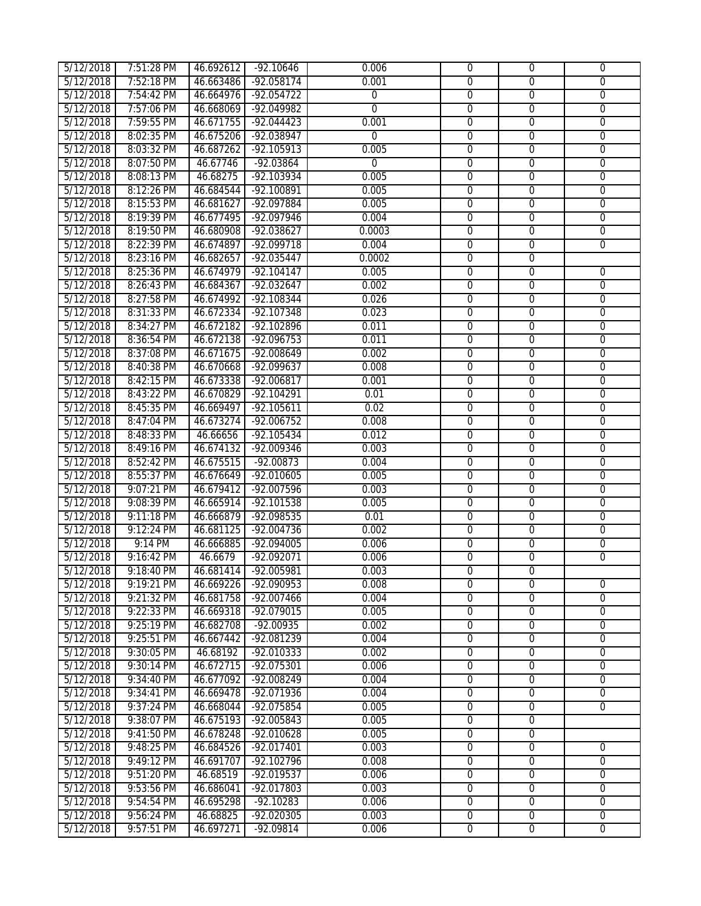| | | | | | | | |
|---|---|---|---|---|---|---|---|
| 5/12/2018 | 7:51:28 PM | 46.692612 | -92.10646 | 0.006 | 0 | 0 | 0 |
| 5/12/2018 | 7:52:18 PM | 46.663486 | -92.058174 | 0.001 | 0 | 0 | 0 |
| 5/12/2018 | 7:54:42 PM | 46.664976 | -92.054722 | 0 | 0 | 0 | 0 |
| 5/12/2018 | 7:57:06 PM | 46.668069 | -92.049982 | 0 | 0 | 0 | 0 |
| 5/12/2018 | 7:59:55 PM | 46.671755 | -92.044423 | 0.001 | 0 | 0 | 0 |
| 5/12/2018 | 8:02:35 PM | 46.675206 | -92.038947 | 0 | 0 | 0 | 0 |
| 5/12/2018 | 8:03:32 PM | 46.687262 | -92.105913 | 0.005 | 0 | 0 | 0 |
| 5/12/2018 | 8:07:50 PM | 46.67746 | -92.03864 | 0 | 0 | 0 | 0 |
| 5/12/2018 | 8:08:13 PM | 46.68275 | -92.103934 | 0.005 | 0 | 0 | 0 |
| 5/12/2018 | 8:12:26 PM | 46.684544 | -92.100891 | 0.005 | 0 | 0 | 0 |
| 5/12/2018 | 8:15:53 PM | 46.681627 | -92.097884 | 0.005 | 0 | 0 | 0 |
| 5/12/2018 | 8:19:39 PM | 46.677495 | -92.097946 | 0.004 | 0 | 0 | 0 |
| 5/12/2018 | 8:19:50 PM | 46.680908 | -92.038627 | 0.0003 | 0 | 0 | 0 |
| 5/12/2018 | 8:22:39 PM | 46.674897 | -92.099718 | 0.004 | 0 | 0 | 0 |
| 5/12/2018 | 8:23:16 PM | 46.682657 | -92.035447 | 0.0002 | 0 | 0 | |
| 5/12/2018 | 8:25:36 PM | 46.674979 | -92.104147 | 0.005 | 0 | 0 | 0 |
| 5/12/2018 | 8:26:43 PM | 46.684367 | -92.032647 | 0.002 | 0 | 0 | 0 |
| 5/12/2018 | 8:27:58 PM | 46.674992 | -92.108344 | 0.026 | 0 | 0 | 0 |
| 5/12/2018 | 8:31:33 PM | 46.672334 | -92.107348 | 0.023 | 0 | 0 | 0 |
| 5/12/2018 | 8:34:27 PM | 46.672182 | -92.102896 | 0.011 | 0 | 0 | 0 |
| 5/12/2018 | 8:36:54 PM | 46.672138 | -92.096753 | 0.011 | 0 | 0 | 0 |
| 5/12/2018 | 8:37:08 PM | 46.671675 | -92.008649 | 0.002 | 0 | 0 | 0 |
| 5/12/2018 | 8:40:38 PM | 46.670668 | -92.099637 | 0.008 | 0 | 0 | 0 |
| 5/12/2018 | 8:42:15 PM | 46.673338 | -92.006817 | 0.001 | 0 | 0 | 0 |
| 5/12/2018 | 8:43:22 PM | 46.670829 | -92.104291 | 0.01 | 0 | 0 | 0 |
| 5/12/2018 | 8:45:35 PM | 46.669497 | -92.105611 | 0.02 | 0 | 0 | 0 |
| 5/12/2018 | 8:47:04 PM | 46.673274 | -92.006752 | 0.008 | 0 | 0 | 0 |
| 5/12/2018 | 8:48:33 PM | 46.66656 | -92.105434 | 0.012 | 0 | 0 | 0 |
| 5/12/2018 | 8:49:16 PM | 46.674132 | -92.009346 | 0.003 | 0 | 0 | 0 |
| 5/12/2018 | 8:52:42 PM | 46.675515 | -92.00873 | 0.004 | 0 | 0 | 0 |
| 5/12/2018 | 8:55:37 PM | 46.676649 | -92.010605 | 0.005 | 0 | 0 | 0 |
| 5/12/2018 | 9:07:21 PM | 46.679412 | -92.007596 | 0.003 | 0 | 0 | 0 |
| 5/12/2018 | 9:08:39 PM | 46.665914 | -92.101538 | 0.005 | 0 | 0 | 0 |
| 5/12/2018 | 9:11:18 PM | 46.666879 | -92.098535 | 0.01 | 0 | 0 | 0 |
| 5/12/2018 | 9:12:24 PM | 46.681125 | -92.004736 | 0.002 | 0 | 0 | 0 |
| 5/12/2018 | 9:14 PM | 46.666885 | -92.094005 | 0.006 | 0 | 0 | 0 |
| 5/12/2018 | 9:16:42 PM | 46.6679 | -92.092071 | 0.006 | 0 | 0 | 0 |
| 5/12/2018 | 9:18:40 PM | 46.681414 | -92.005981 | 0.003 | 0 | 0 | |
| 5/12/2018 | 9:19:21 PM | 46.669226 | -92.090953 | 0.008 | 0 | 0 | 0 |
| 5/12/2018 | 9:21:32 PM | 46.681758 | -92.007466 | 0.004 | 0 | 0 | 0 |
| 5/12/2018 | 9:22:33 PM | 46.669318 | -92.079015 | 0.005 | 0 | 0 | 0 |
| 5/12/2018 | 9:25:19 PM | 46.682708 | -92.00935 | 0.002 | 0 | 0 | 0 |
| 5/12/2018 | 9:25:51 PM | 46.667442 | -92.081239 | 0.004 | 0 | 0 | 0 |
| 5/12/2018 | 9:30:05 PM | 46.68192 | -92.010333 | 0.002 | 0 | 0 | 0 |
| 5/12/2018 | 9:30:14 PM | 46.672715 | -92.075301 | 0.006 | 0 | 0 | 0 |
| 5/12/2018 | 9:34:40 PM | 46.677092 | -92.008249 | 0.004 | 0 | 0 | 0 |
| 5/12/2018 | 9:34:41 PM | 46.669478 | -92.071936 | 0.004 | 0 | 0 | 0 |
| 5/12/2018 | 9:37:24 PM | 46.668044 | -92.075854 | 0.005 | 0 | 0 | 0 |
| 5/12/2018 | 9:38:07 PM | 46.675193 | -92.005843 | 0.005 | 0 | 0 | |
| 5/12/2018 | 9:41:50 PM | 46.678248 | -92.010628 | 0.005 | 0 | 0 | |
| 5/12/2018 | 9:48:25 PM | 46.684526 | -92.017401 | 0.003 | 0 | 0 | 0 |
| 5/12/2018 | 9:49:12 PM | 46.691707 | -92.102796 | 0.008 | 0 | 0 | 0 |
| 5/12/2018 | 9:51:20 PM | 46.68519 | -92.019537 | 0.006 | 0 | 0 | 0 |
| 5/12/2018 | 9:53:56 PM | 46.686041 | -92.017803 | 0.003 | 0 | 0 | 0 |
| 5/12/2018 | 9:54:54 PM | 46.695298 | -92.10283 | 0.006 | 0 | 0 | 0 |
| 5/12/2018 | 9:56:24 PM | 46.68825 | -92.020305 | 0.003 | 0 | 0 | 0 |
| 5/12/2018 | 9:57:51 PM | 46.697271 | -92.09814 | 0.006 | 0 | 0 | 0 |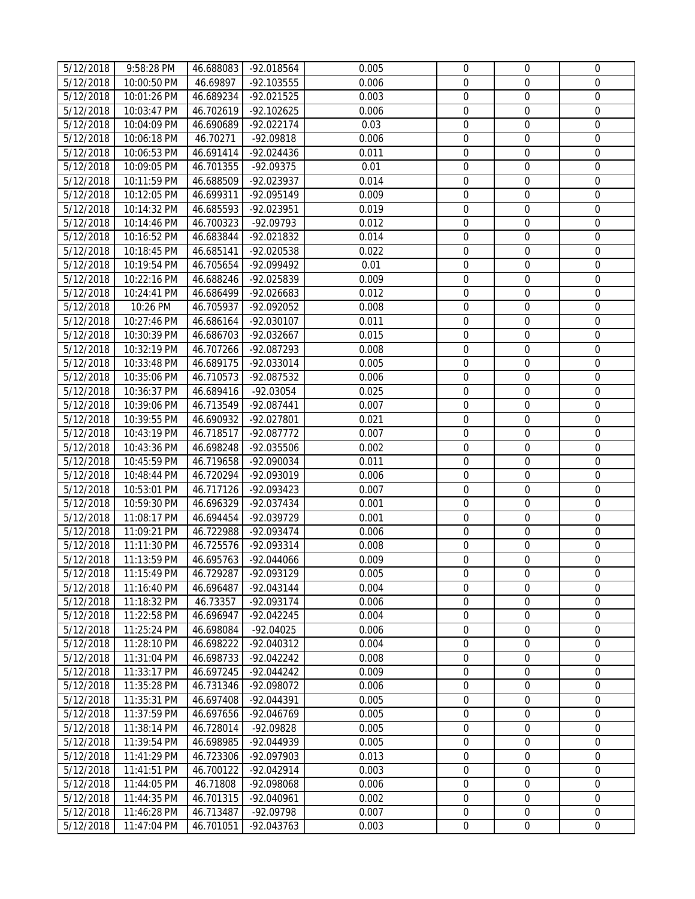| 5/12/2018 | 9:58:28 PM | 46.688083 | -92.018564 | 0.005 | 0 | 0 | 0 |
|---|---|---|---|---|---|---|---|
| 5/12/2018 | 10:00:50 PM | 46.69897 | -92.103555 | 0.006 | 0 | 0 | 0 |
| 5/12/2018 | 10:01:26 PM | 46.689234 | -92.021525 | 0.003 | 0 | 0 | 0 |
| 5/12/2018 | 10:03:47 PM | 46.702619 | -92.102625 | 0.006 | 0 | 0 | 0 |
| 5/12/2018 | 10:04:09 PM | 46.690689 | -92.022174 | 0.03 | 0 | 0 | 0 |
| 5/12/2018 | 10:06:18 PM | 46.70271 | -92.09818 | 0.006 | 0 | 0 | 0 |
| 5/12/2018 | 10:06:53 PM | 46.691414 | -92.024436 | 0.011 | 0 | 0 | 0 |
| 5/12/2018 | 10:09:05 PM | 46.701355 | -92.09375 | 0.01 | 0 | 0 | 0 |
| 5/12/2018 | 10:11:59 PM | 46.688509 | -92.023937 | 0.014 | 0 | 0 | 0 |
| 5/12/2018 | 10:12:05 PM | 46.699311 | -92.095149 | 0.009 | 0 | 0 | 0 |
| 5/12/2018 | 10:14:32 PM | 46.685593 | -92.023951 | 0.019 | 0 | 0 | 0 |
| 5/12/2018 | 10:14:46 PM | 46.700323 | -92.09793 | 0.012 | 0 | 0 | 0 |
| 5/12/2018 | 10:16:52 PM | 46.683844 | -92.021832 | 0.014 | 0 | 0 | 0 |
| 5/12/2018 | 10:18:45 PM | 46.685141 | -92.020538 | 0.022 | 0 | 0 | 0 |
| 5/12/2018 | 10:19:54 PM | 46.705654 | -92.099492 | 0.01 | 0 | 0 | 0 |
| 5/12/2018 | 10:22:16 PM | 46.688246 | -92.025839 | 0.009 | 0 | 0 | 0 |
| 5/12/2018 | 10:24:41 PM | 46.686499 | -92.026683 | 0.012 | 0 | 0 | 0 |
| 5/12/2018 | 10:26 PM | 46.705937 | -92.092052 | 0.008 | 0 | 0 | 0 |
| 5/12/2018 | 10:27:46 PM | 46.686164 | -92.030107 | 0.011 | 0 | 0 | 0 |
| 5/12/2018 | 10:30:39 PM | 46.686703 | -92.032667 | 0.015 | 0 | 0 | 0 |
| 5/12/2018 | 10:32:19 PM | 46.707266 | -92.087293 | 0.008 | 0 | 0 | 0 |
| 5/12/2018 | 10:33:48 PM | 46.689175 | -92.033014 | 0.005 | 0 | 0 | 0 |
| 5/12/2018 | 10:35:06 PM | 46.710573 | -92.087532 | 0.006 | 0 | 0 | 0 |
| 5/12/2018 | 10:36:37 PM | 46.689416 | -92.03054 | 0.025 | 0 | 0 | 0 |
| 5/12/2018 | 10:39:06 PM | 46.713549 | -92.087441 | 0.007 | 0 | 0 | 0 |
| 5/12/2018 | 10:39:55 PM | 46.690932 | -92.027801 | 0.021 | 0 | 0 | 0 |
| 5/12/2018 | 10:43:19 PM | 46.718517 | -92.087772 | 0.007 | 0 | 0 | 0 |
| 5/12/2018 | 10:43:36 PM | 46.698248 | -92.035506 | 0.002 | 0 | 0 | 0 |
| 5/12/2018 | 10:45:59 PM | 46.719658 | -92.090034 | 0.011 | 0 | 0 | 0 |
| 5/12/2018 | 10:48:44 PM | 46.720294 | -92.093019 | 0.006 | 0 | 0 | 0 |
| 5/12/2018 | 10:53:01 PM | 46.717126 | -92.093423 | 0.007 | 0 | 0 | 0 |
| 5/12/2018 | 10:59:30 PM | 46.696329 | -92.037434 | 0.001 | 0 | 0 | 0 |
| 5/12/2018 | 11:08:17 PM | 46.694454 | -92.039729 | 0.001 | 0 | 0 | 0 |
| 5/12/2018 | 11:09:21 PM | 46.722988 | -92.093474 | 0.006 | 0 | 0 | 0 |
| 5/12/2018 | 11:11:30 PM | 46.725576 | -92.093314 | 0.008 | 0 | 0 | 0 |
| 5/12/2018 | 11:13:59 PM | 46.695763 | -92.044066 | 0.009 | 0 | 0 | 0 |
| 5/12/2018 | 11:15:49 PM | 46.729287 | -92.093129 | 0.005 | 0 | 0 | 0 |
| 5/12/2018 | 11:16:40 PM | 46.696487 | -92.043144 | 0.004 | 0 | 0 | 0 |
| 5/12/2018 | 11:18:32 PM | 46.73357 | -92.093174 | 0.006 | 0 | 0 | 0 |
| 5/12/2018 | 11:22:58 PM | 46.696947 | -92.042245 | 0.004 | 0 | 0 | 0 |
| 5/12/2018 | 11:25:24 PM | 46.698084 | -92.04025 | 0.006 | 0 | 0 | 0 |
| 5/12/2018 | 11:28:10 PM | 46.698222 | -92.040312 | 0.004 | 0 | 0 | 0 |
| 5/12/2018 | 11:31:04 PM | 46.698733 | -92.042242 | 0.008 | 0 | 0 | 0 |
| 5/12/2018 | 11:33:17 PM | 46.697245 | -92.044242 | 0.009 | 0 | 0 | 0 |
| 5/12/2018 | 11:35:28 PM | 46.731346 | -92.098072 | 0.006 | 0 | 0 | 0 |
| 5/12/2018 | 11:35:31 PM | 46.697408 | -92.044391 | 0.005 | 0 | 0 | 0 |
| 5/12/2018 | 11:37:59 PM | 46.697656 | -92.046769 | 0.005 | 0 | 0 | 0 |
| 5/12/2018 | 11:38:14 PM | 46.728014 | -92.09828 | 0.005 | 0 | 0 | 0 |
| 5/12/2018 | 11:39:54 PM | 46.698985 | -92.044939 | 0.005 | 0 | 0 | 0 |
| 5/12/2018 | 11:41:29 PM | 46.723306 | -92.097903 | 0.013 | 0 | 0 | 0 |
| 5/12/2018 | 11:41:51 PM | 46.700122 | -92.042914 | 0.003 | 0 | 0 | 0 |
| 5/12/2018 | 11:44:05 PM | 46.71808 | -92.098068 | 0.006 | 0 | 0 | 0 |
| 5/12/2018 | 11:44:35 PM | 46.701315 | -92.040961 | 0.002 | 0 | 0 | 0 |
| 5/12/2018 | 11:46:28 PM | 46.713487 | -92.09798 | 0.007 | 0 | 0 | 0 |
| 5/12/2018 | 11:47:04 PM | 46.701051 | -92.043763 | 0.003 | 0 | 0 | 0 |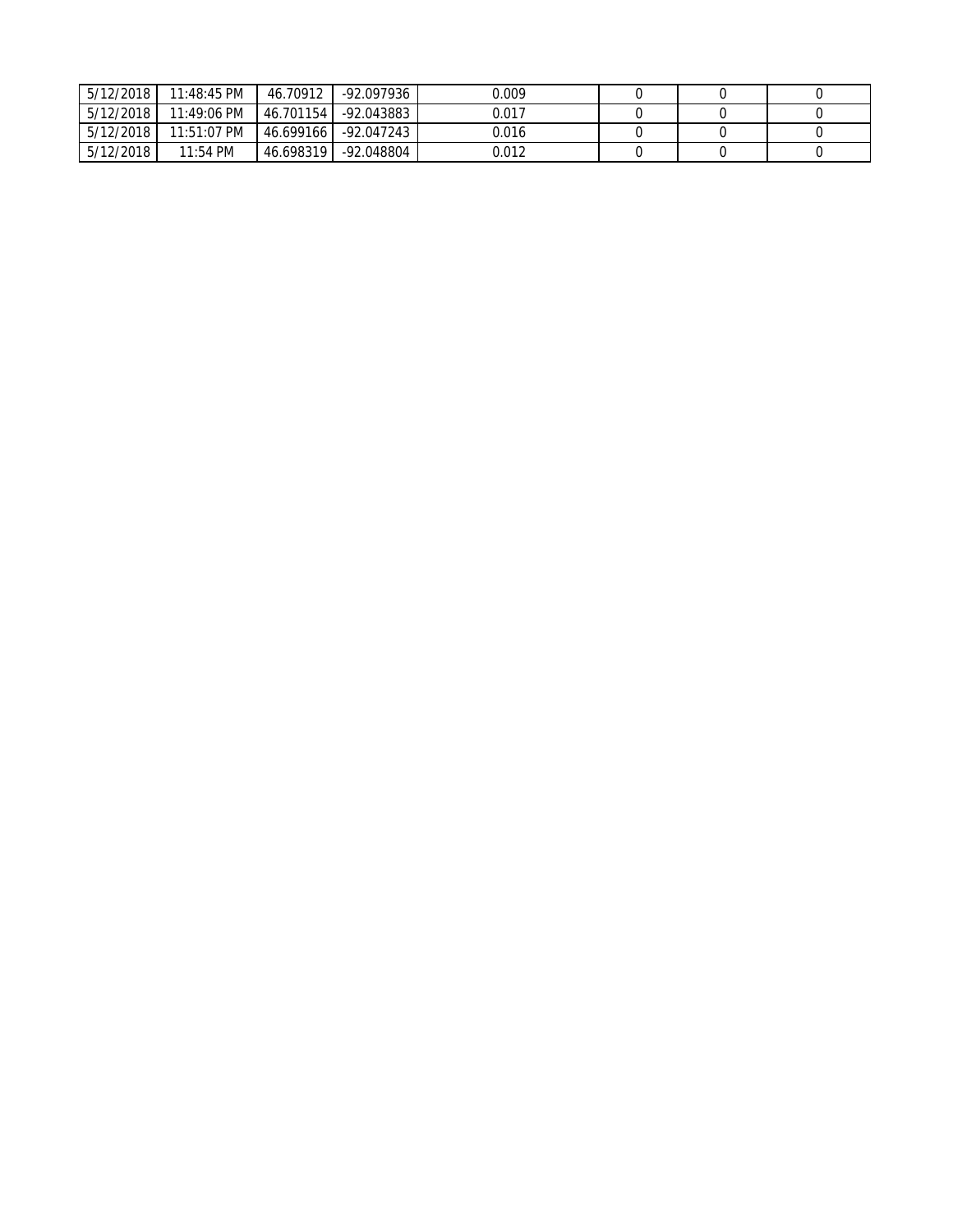| | | | | | | | |
|---|---|---|---|---|---|---|---|
| 5/12/2018 | 11:48:45 PM | 46.70912 | -92.097936 | 0.009 | 0 | 0 | 0 |
| 5/12/2018 | 11:49:06 PM | 46.701154 | -92.043883 | 0.017 | 0 | 0 | 0 |
| 5/12/2018 | 11:51:07 PM | 46.699166 | -92.047243 | 0.016 | 0 | 0 | 0 |
| 5/12/2018 | 11:54 PM | 46.698319 | -92.048804 | 0.012 | 0 | 0 | 0 |